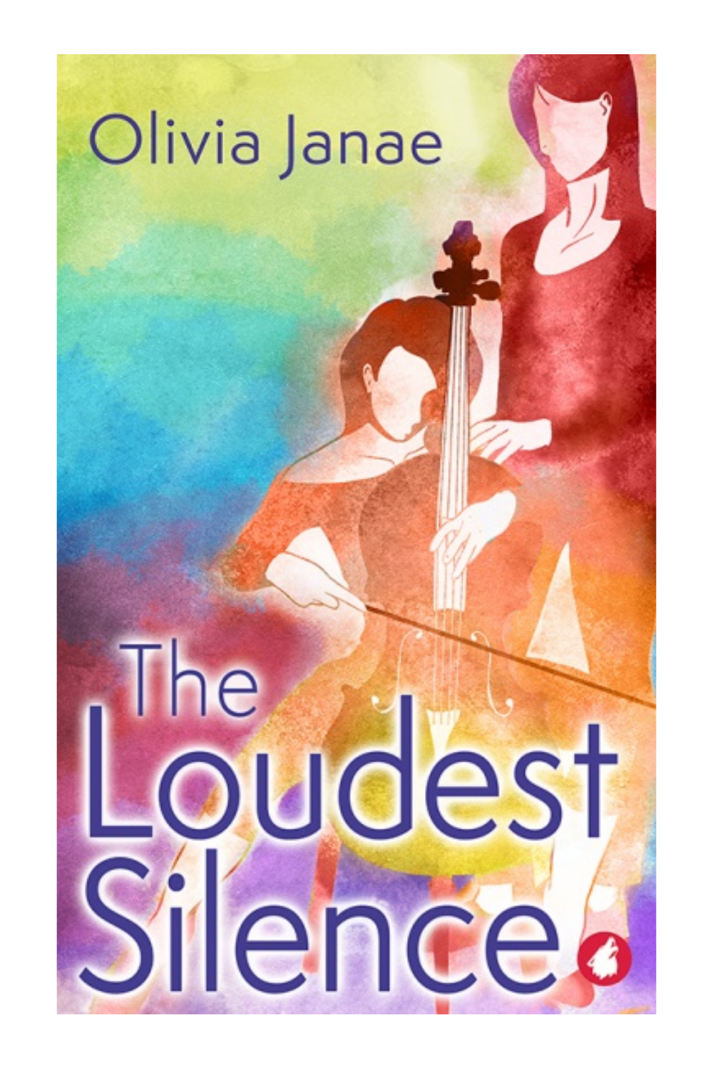Olivia Janae

# The Loudest Silence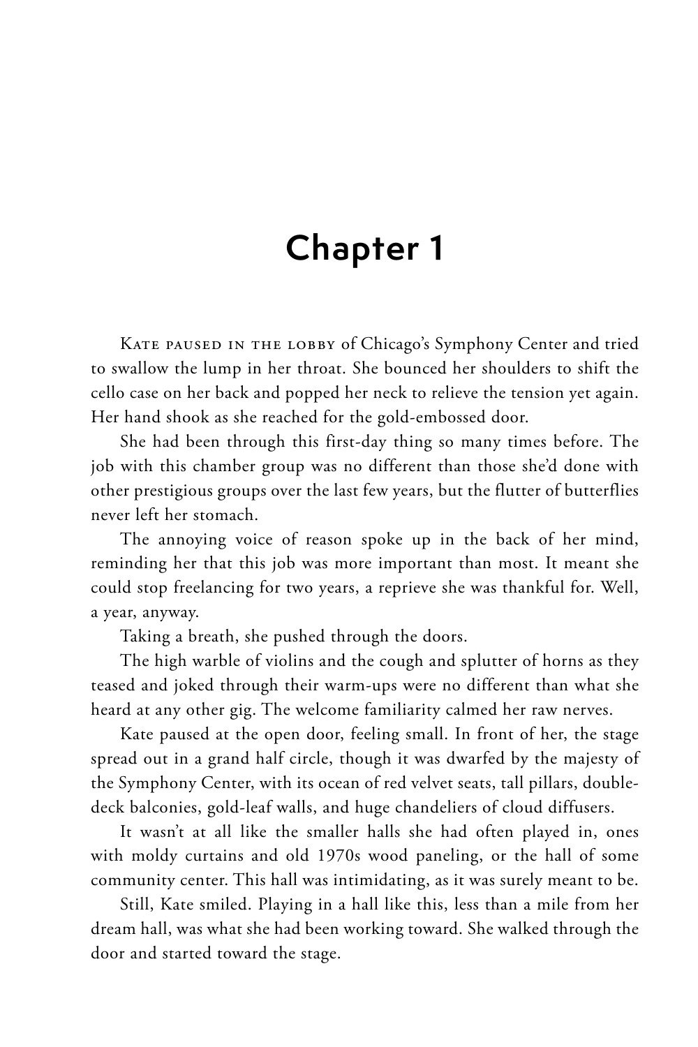# Chapter 1

Kate paused in the lobby of Chicago's Symphony Center and tried to swallow the lump in her throat. She bounced her shoulders to shift the cello case on her back and popped her neck to relieve the tension yet again. Her hand shook as she reached for the gold-embossed door.

She had been through this first-day thing so many times before. The job with this chamber group was no different than those she'd done with other prestigious groups over the last few years, but the flutter of butterflies never left her stomach.

The annoying voice of reason spoke up in the back of her mind, reminding her that this job was more important than most. It meant she could stop freelancing for two years, a reprieve she was thankful for. Well, a year, anyway.

Taking a breath, she pushed through the doors.

The high warble of violins and the cough and splutter of horns as they teased and joked through their warm-ups were no different than what she heard at any other gig. The welcome familiarity calmed her raw nerves.

Kate paused at the open door, feeling small. In front of her, the stage spread out in a grand half circle, though it was dwarfed by the majesty of the Symphony Center, with its ocean of red velvet seats, tall pillars, double-deck balconies, gold-leaf walls, and huge chandeliers of cloud diffusers.

It wasn't at all like the smaller halls she had often played in, ones with moldy curtains and old 1970s wood paneling, or the hall of some community center. This hall was intimidating, as it was surely meant to be.

Still, Kate smiled. Playing in a hall like this, less than a mile from her dream hall, was what she had been working toward. She walked through the door and started toward the stage.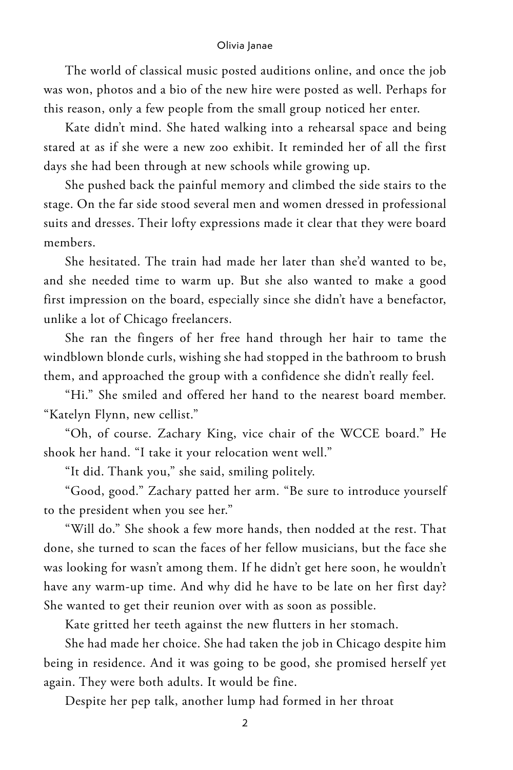The world of classical music posted auditions online, and once the job was won, photos and a bio of the new hire were posted as well. Perhaps for this reason, only a few people from the small group noticed her enter.

Kate didn't mind. She hated walking into a rehearsal space and being stared at as if she were a new zoo exhibit. It reminded her of all the first days she had been through at new schools while growing up.

She pushed back the painful memory and climbed the side stairs to the stage. On the far side stood several men and women dressed in professional suits and dresses. Their lofty expressions made it clear that they were board members.

She hesitated. The train had made her later than she'd wanted to be, and she needed time to warm up. But she also wanted to make a good first impression on the board, especially since she didn't have a benefactor, unlike a lot of Chicago freelancers.

She ran the fingers of her free hand through her hair to tame the windblown blonde curls, wishing she had stopped in the bathroom to brush them, and approached the group with a confidence she didn't really feel.

"Hi." She smiled and offered her hand to the nearest board member. "Katelyn Flynn, new cellist."

"Oh, of course. Zachary King, vice chair of the WCCE board." He shook her hand. "I take it your relocation went well."

"It did. Thank you," she said, smiling politely.

"Good, good." Zachary patted her arm. "Be sure to introduce yourself to the president when you see her."

"Will do." She shook a few more hands, then nodded at the rest. That done, she turned to scan the faces of her fellow musicians, but the face she was looking for wasn't among them. If he didn't get here soon, he wouldn't have any warm-up time. And why did he have to be late on her first day? She wanted to get their reunion over with as soon as possible.

Kate gritted her teeth against the new flutters in her stomach.

She had made her choice. She had taken the job in Chicago despite him being in residence. And it was going to be good, she promised herself yet again. They were both adults. It would be fine.

Despite her pep talk, another lump had formed in her throat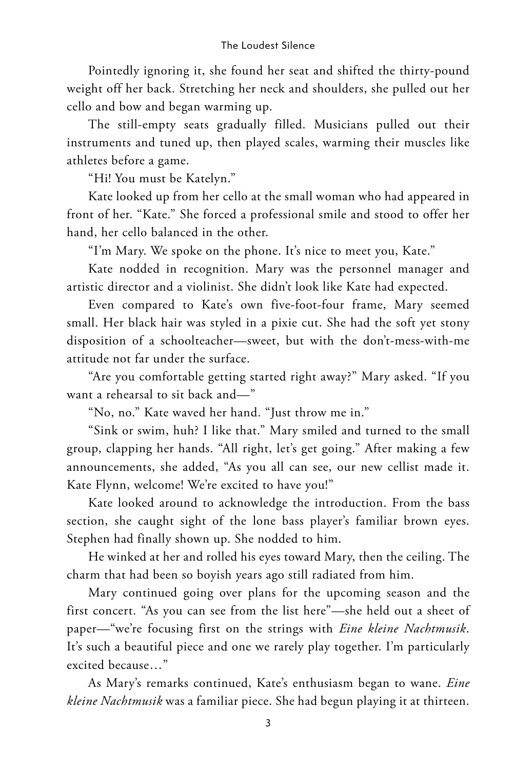Pointedly ignoring it, she found her seat and shifted the thirty-pound weight off her back. Stretching her neck and shoulders, she pulled out her cello and bow and began warming up.

The still-empty seats gradually filled. Musicians pulled out their instruments and tuned up, then played scales, warming their muscles like athletes before a game.

"Hi! You must be Katelyn."

Kate looked up from her cello at the small woman who had appeared in front of her. "Kate." She forced a professional smile and stood to offer her hand, her cello balanced in the other.

"I'm Mary. We spoke on the phone. It's nice to meet you, Kate."

Kate nodded in recognition. Mary was the personnel manager and artistic director and a violinist. She didn't look like Kate had expected.

Even compared to Kate's own five-foot-four frame, Mary seemed small. Her black hair was styled in a pixie cut. She had the soft yet stony disposition of a schoolteacher—sweet, but with the don't-mess-with-me attitude not far under the surface.

"Are you comfortable getting started right away?" Mary asked. "If you want a rehearsal to sit back and—"

"No, no." Kate waved her hand. "Just throw me in."

"Sink or swim, huh? I like that." Mary smiled and turned to the small group, clapping her hands. "All right, let's get going." After making a few announcements, she added, "As you all can see, our new cellist made it. Kate Flynn, welcome! We're excited to have you!"

Kate looked around to acknowledge the introduction. From the bass section, she caught sight of the lone bass player's familiar brown eyes. Stephen had finally shown up. She nodded to him.

He winked at her and rolled his eyes toward Mary, then the ceiling. The charm that had been so boyish years ago still radiated from him.

Mary continued going over plans for the upcoming season and the first concert. "As you can see from the list here"—she held out a sheet of paper—"we're focusing first on the strings with *Eine kleine Nachtmusik*. It's such a beautiful piece and one we rarely play together. I'm particularly excited because…"

As Mary's remarks continued, Kate's enthusiasm began to wane. *Eine kleine Nachtmusik* was a familiar piece. She had begun playing it at thirteen.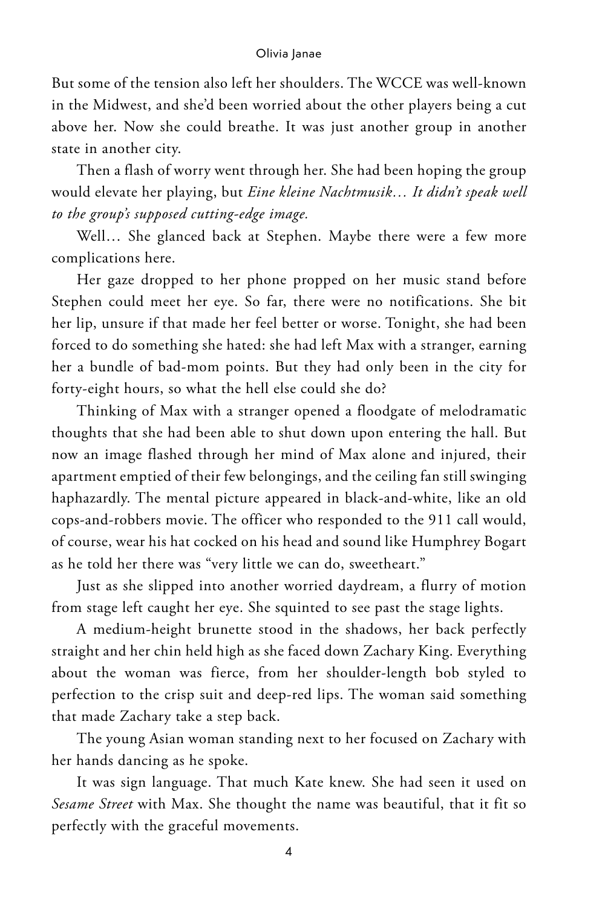But some of the tension also left her shoulders. The WCCE was well-known in the Midwest, and she'd been worried about the other players being a cut above her. Now she could breathe. It was just another group in another state in another city.

Then a flash of worry went through her. She had been hoping the group would elevate her playing, but *Eine kleine Nachtmusik… It didn't speak well to the group's supposed cutting-edge image.*

Well… She glanced back at Stephen. Maybe there were a few more complications here.

Her gaze dropped to her phone propped on her music stand before Stephen could meet her eye. So far, there were no notifications. She bit her lip, unsure if that made her feel better or worse. Tonight, she had been forced to do something she hated: she had left Max with a stranger, earning her a bundle of bad-mom points. But they had only been in the city for forty-eight hours, so what the hell else could she do?

Thinking of Max with a stranger opened a floodgate of melodramatic thoughts that she had been able to shut down upon entering the hall. But now an image flashed through her mind of Max alone and injured, their apartment emptied of their few belongings, and the ceiling fan still swinging haphazardly. The mental picture appeared in black-and-white, like an old cops-and-robbers movie. The officer who responded to the 911 call would, of course, wear his hat cocked on his head and sound like Humphrey Bogart as he told her there was "very little we can do, sweetheart."

Just as she slipped into another worried daydream, a flurry of motion from stage left caught her eye. She squinted to see past the stage lights.

A medium-height brunette stood in the shadows, her back perfectly straight and her chin held high as she faced down Zachary King. Everything about the woman was fierce, from her shoulder-length bob styled to perfection to the crisp suit and deep-red lips. The woman said something that made Zachary take a step back.

The young Asian woman standing next to her focused on Zachary with her hands dancing as he spoke.

It was sign language. That much Kate knew. She had seen it used on *Sesame Street* with Max. She thought the name was beautiful, that it fit so perfectly with the graceful movements.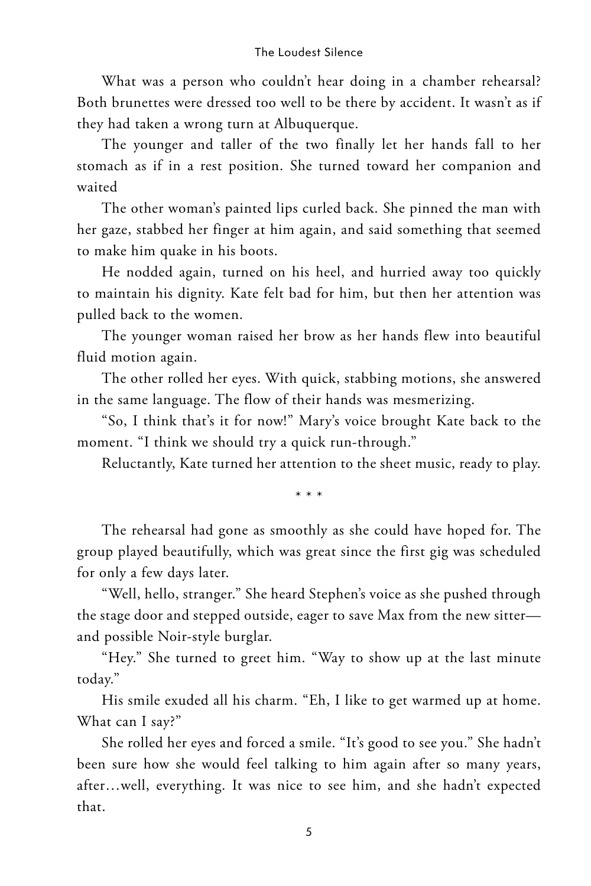What was a person who couldn't hear doing in a chamber rehearsal? Both brunettes were dressed too well to be there by accident. It wasn't as if they had taken a wrong turn at Albuquerque.

The younger and taller of the two finally let her hands fall to her stomach as if in a rest position. She turned toward her companion and waited

The other woman's painted lips curled back. She pinned the man with her gaze, stabbed her finger at him again, and said something that seemed to make him quake in his boots.

He nodded again, turned on his heel, and hurried away too quickly to maintain his dignity. Kate felt bad for him, but then her attention was pulled back to the women.

The younger woman raised her brow as her hands flew into beautiful fluid motion again.

The other rolled her eyes. With quick, stabbing motions, she answered in the same language. The flow of their hands was mesmerizing.

"So, I think that's it for now!" Mary's voice brought Kate back to the moment. "I think we should try a quick run-through."

Reluctantly, Kate turned her attention to the sheet music, ready to play.

\* \* \*

The rehearsal had gone as smoothly as she could have hoped for. The group played beautifully, which was great since the first gig was scheduled for only a few days later.

"Well, hello, stranger." She heard Stephen's voice as she pushed through the stage door and stepped outside, eager to save Max from the new sitter—and possible Noir-style burglar.

"Hey." She turned to greet him. "Way to show up at the last minute today."

His smile exuded all his charm. "Eh, I like to get warmed up at home. What can I say?"

She rolled her eyes and forced a smile. "It's good to see you." She hadn't been sure how she would feel talking to him again after so many years, after…well, everything. It was nice to see him, and she hadn't expected that.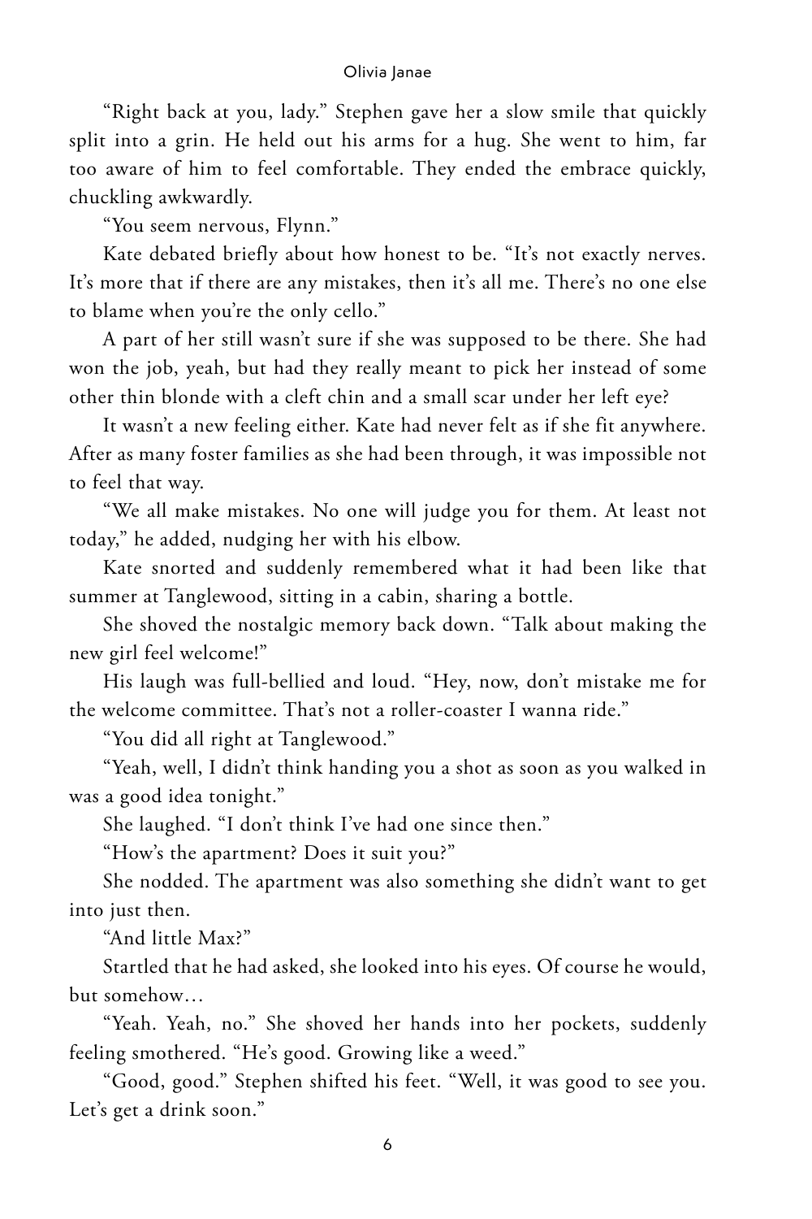"Right back at you, lady." Stephen gave her a slow smile that quickly split into a grin. He held out his arms for a hug. She went to him, far too aware of him to feel comfortable. They ended the embrace quickly, chuckling awkwardly.

"You seem nervous, Flynn."

Kate debated briefly about how honest to be. "It's not exactly nerves. It's more that if there are any mistakes, then it's all me. There's no one else to blame when you're the only cello."

A part of her still wasn't sure if she was supposed to be there. She had won the job, yeah, but had they really meant to pick her instead of some other thin blonde with a cleft chin and a small scar under her left eye?

It wasn't a new feeling either. Kate had never felt as if she fit anywhere. After as many foster families as she had been through, it was impossible not to feel that way.

"We all make mistakes. No one will judge you for them. At least not today," he added, nudging her with his elbow.

Kate snorted and suddenly remembered what it had been like that summer at Tanglewood, sitting in a cabin, sharing a bottle.

She shoved the nostalgic memory back down. "Talk about making the new girl feel welcome!"

His laugh was full-bellied and loud. "Hey, now, don't mistake me for the welcome committee. That's not a roller-coaster I wanna ride."

"You did all right at Tanglewood."

"Yeah, well, I didn't think handing you a shot as soon as you walked in was a good idea tonight."

She laughed. "I don't think I've had one since then."

"How's the apartment? Does it suit you?"

She nodded. The apartment was also something she didn't want to get into just then.

"And little Max?"

Startled that he had asked, she looked into his eyes. Of course he would, but somehow…

"Yeah. Yeah, no." She shoved her hands into her pockets, suddenly feeling smothered. "He's good. Growing like a weed."

"Good, good." Stephen shifted his feet. "Well, it was good to see you. Let's get a drink soon."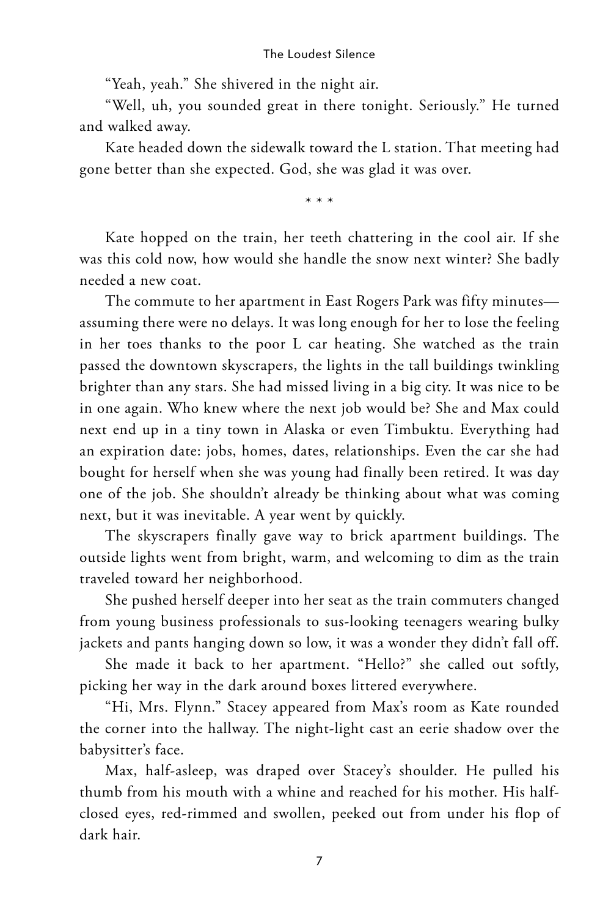"Yeah, yeah." She shivered in the night air.

"Well, uh, you sounded great in there tonight. Seriously." He turned and walked away.

Kate headed down the sidewalk toward the L station. That meeting had gone better than she expected. God, she was glad it was over.

\* \* \*

Kate hopped on the train, her teeth chattering in the cool air. If she was this cold now, how would she handle the snow next winter? She badly needed a new coat.

The commute to her apartment in East Rogers Park was fifty minutes—assuming there were no delays. It was long enough for her to lose the feeling in her toes thanks to the poor L car heating. She watched as the train passed the downtown skyscrapers, the lights in the tall buildings twinkling brighter than any stars. She had missed living in a big city. It was nice to be in one again. Who knew where the next job would be? She and Max could next end up in a tiny town in Alaska or even Timbuktu. Everything had an expiration date: jobs, homes, dates, relationships. Even the car she had bought for herself when she was young had finally been retired. It was day one of the job. She shouldn't already be thinking about what was coming next, but it was inevitable. A year went by quickly.

The skyscrapers finally gave way to brick apartment buildings. The outside lights went from bright, warm, and welcoming to dim as the train traveled toward her neighborhood.

She pushed herself deeper into her seat as the train commuters changed from young business professionals to sus-looking teenagers wearing bulky jackets and pants hanging down so low, it was a wonder they didn't fall off.

She made it back to her apartment. "Hello?" she called out softly, picking her way in the dark around boxes littered everywhere.

"Hi, Mrs. Flynn." Stacey appeared from Max's room as Kate rounded the corner into the hallway. The night-light cast an eerie shadow over the babysitter's face.

Max, half-asleep, was draped over Stacey's shoulder. He pulled his thumb from his mouth with a whine and reached for his mother. His half-closed eyes, red-rimmed and swollen, peeked out from under his flop of dark hair.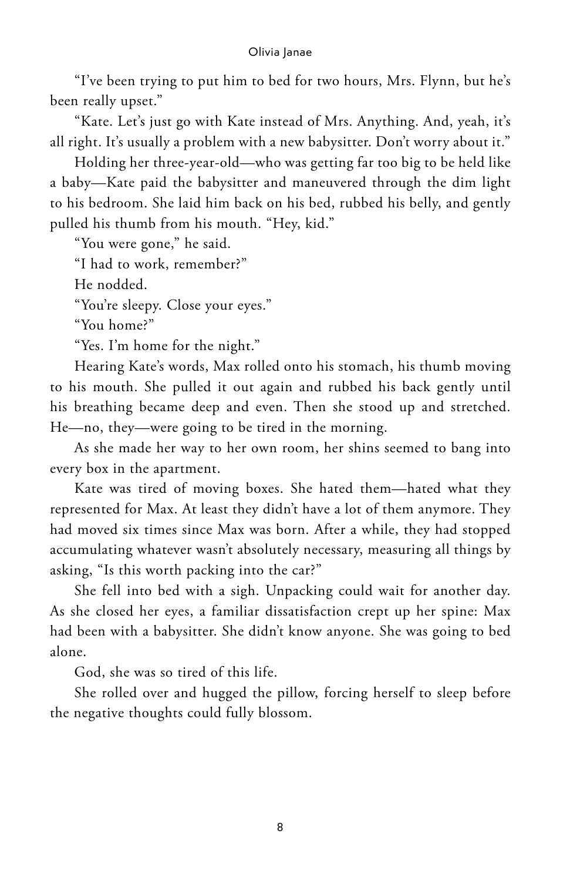"I've been trying to put him to bed for two hours, Mrs. Flynn, but he's been really upset."

"Kate. Let's just go with Kate instead of Mrs. Anything. And, yeah, it's all right. It's usually a problem with a new babysitter. Don't worry about it."

Holding her three-year-old—who was getting far too big to be held like a baby—Kate paid the babysitter and maneuvered through the dim light to his bedroom. She laid him back on his bed, rubbed his belly, and gently pulled his thumb from his mouth. "Hey, kid."

"You were gone," he said.

"I had to work, remember?"

He nodded.

"You're sleepy. Close your eyes."

"You home?"

"Yes. I'm home for the night."

Hearing Kate's words, Max rolled onto his stomach, his thumb moving to his mouth. She pulled it out again and rubbed his back gently until his breathing became deep and even. Then she stood up and stretched. He—no, they—were going to be tired in the morning.

As she made her way to her own room, her shins seemed to bang into every box in the apartment.

Kate was tired of moving boxes. She hated them—hated what they represented for Max. At least they didn't have a lot of them anymore. They had moved six times since Max was born. After a while, they had stopped accumulating whatever wasn't absolutely necessary, measuring all things by asking, "Is this worth packing into the car?"

She fell into bed with a sigh. Unpacking could wait for another day. As she closed her eyes, a familiar dissatisfaction crept up her spine: Max had been with a babysitter. She didn't know anyone. She was going to bed alone.

God, she was so tired of this life.

She rolled over and hugged the pillow, forcing herself to sleep before the negative thoughts could fully blossom.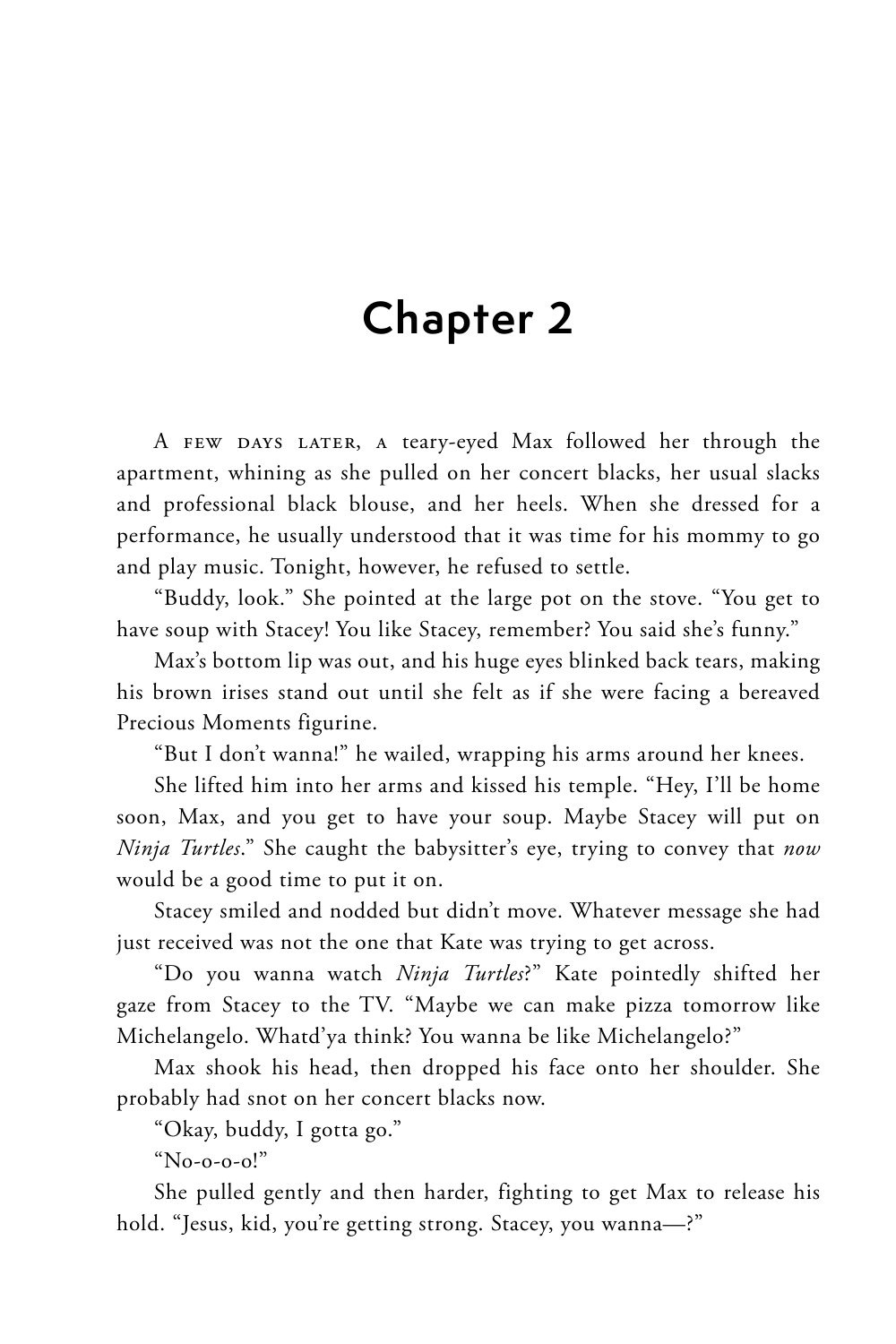# Chapter 2

A FEW DAYS LATER, a teary-eyed Max followed her through the apartment, whining as she pulled on her concert blacks, her usual slacks and professional black blouse, and her heels. When she dressed for a performance, he usually understood that it was time for his mommy to go and play music. Tonight, however, he refused to settle.

"Buddy, look." She pointed at the large pot on the stove. "You get to have soup with Stacey! You like Stacey, remember? You said she's funny."

Max's bottom lip was out, and his huge eyes blinked back tears, making his brown irises stand out until she felt as if she were facing a bereaved Precious Moments figurine.

"But I don't wanna!" he wailed, wrapping his arms around her knees.

She lifted him into her arms and kissed his temple. "Hey, I'll be home soon, Max, and you get to have your soup. Maybe Stacey will put on *Ninja Turtles*." She caught the babysitter's eye, trying to convey that *now* would be a good time to put it on.

Stacey smiled and nodded but didn't move. Whatever message she had just received was not the one that Kate was trying to get across.

"Do you wanna watch *Ninja Turtles*?" Kate pointedly shifted her gaze from Stacey to the TV. "Maybe we can make pizza tomorrow like Michelangelo. Whatd'ya think? You wanna be like Michelangelo?"

Max shook his head, then dropped his face onto her shoulder. She probably had snot on her concert blacks now.

"Okay, buddy, I gotta go."

"No-o-o-o!"

She pulled gently and then harder, fighting to get Max to release his hold. "Jesus, kid, you're getting strong. Stacey, you wanna—?"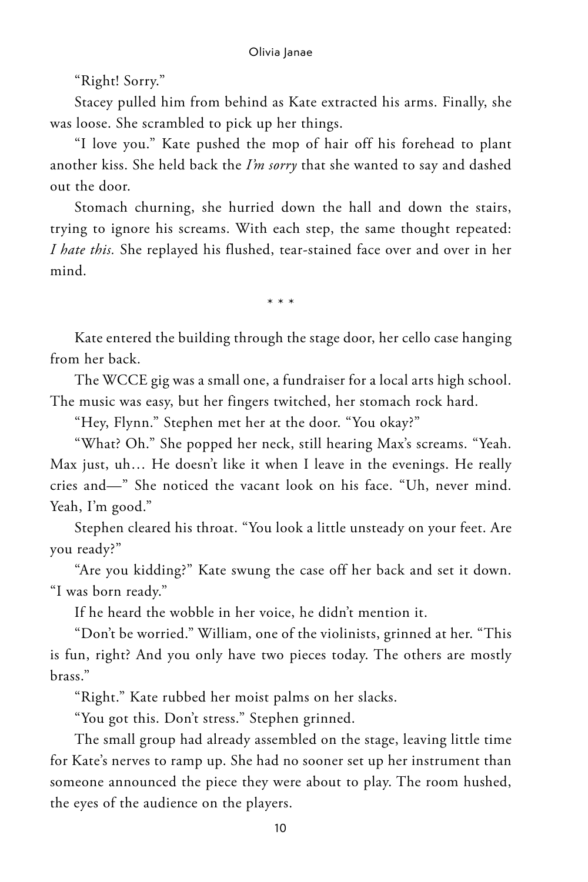"Right! Sorry."

Stacey pulled him from behind as Kate extracted his arms. Finally, she was loose. She scrambled to pick up her things.

"I love you." Kate pushed the mop of hair off his forehead to plant another kiss. She held back the *I'm sorry* that she wanted to say and dashed out the door.

Stomach churning, she hurried down the hall and down the stairs, trying to ignore his screams. With each step, the same thought repeated: *I hate this.* She replayed his flushed, tear-stained face over and over in her mind.

\* \* \*

Kate entered the building through the stage door, her cello case hanging from her back.

The WCCE gig was a small one, a fundraiser for a local arts high school. The music was easy, but her fingers twitched, her stomach rock hard.

"Hey, Flynn." Stephen met her at the door. "You okay?"

"What? Oh." She popped her neck, still hearing Max's screams. "Yeah. Max just, uh… He doesn't like it when I leave in the evenings. He really cries and—" She noticed the vacant look on his face. "Uh, never mind. Yeah, I'm good."

Stephen cleared his throat. "You look a little unsteady on your feet. Are you ready?"

"Are you kidding?" Kate swung the case off her back and set it down. "I was born ready."

If he heard the wobble in her voice, he didn't mention it.

"Don't be worried." William, one of the violinists, grinned at her. "This is fun, right? And you only have two pieces today. The others are mostly brass."

"Right." Kate rubbed her moist palms on her slacks.

"You got this. Don't stress." Stephen grinned.

The small group had already assembled on the stage, leaving little time for Kate's nerves to ramp up. She had no sooner set up her instrument than someone announced the piece they were about to play. The room hushed, the eyes of the audience on the players.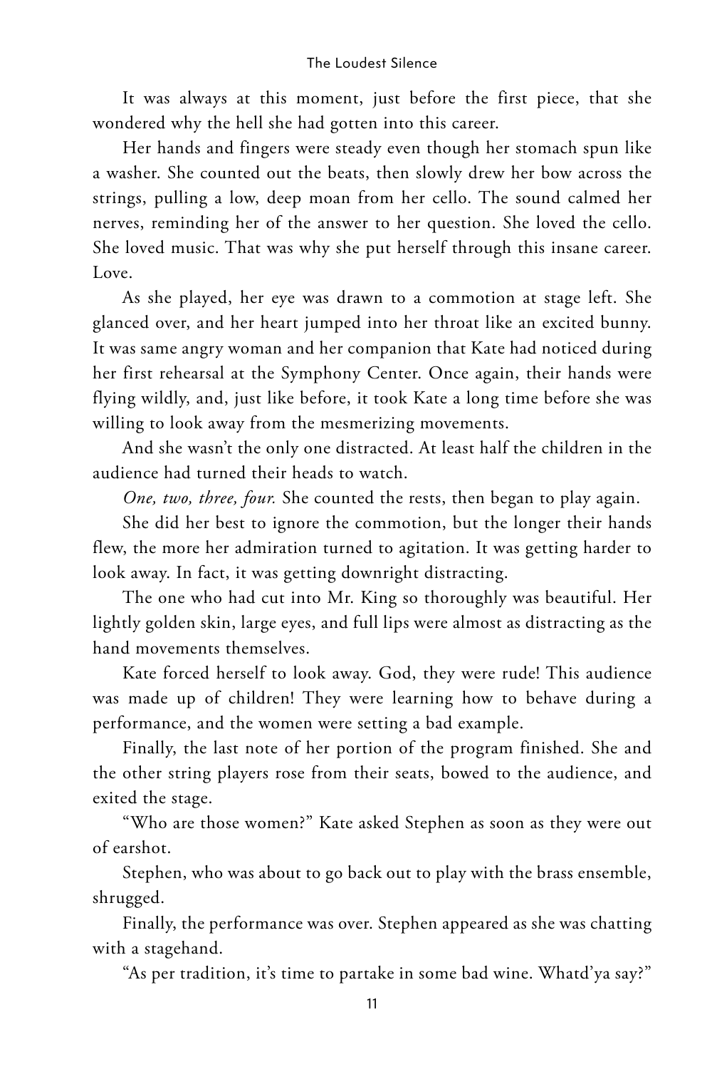It was always at this moment, just before the first piece, that she wondered why the hell she had gotten into this career.

Her hands and fingers were steady even though her stomach spun like a washer. She counted out the beats, then slowly drew her bow across the strings, pulling a low, deep moan from her cello. The sound calmed her nerves, reminding her of the answer to her question. She loved the cello. She loved music. That was why she put herself through this insane career. Love.

As she played, her eye was drawn to a commotion at stage left. She glanced over, and her heart jumped into her throat like an excited bunny. It was same angry woman and her companion that Kate had noticed during her first rehearsal at the Symphony Center. Once again, their hands were flying wildly, and, just like before, it took Kate a long time before she was willing to look away from the mesmerizing movements.

And she wasn't the only one distracted. At least half the children in the audience had turned their heads to watch.

*One, two, three, four.* She counted the rests, then began to play again.

She did her best to ignore the commotion, but the longer their hands flew, the more her admiration turned to agitation. It was getting harder to look away. In fact, it was getting downright distracting.

The one who had cut into Mr. King so thoroughly was beautiful. Her lightly golden skin, large eyes, and full lips were almost as distracting as the hand movements themselves.

Kate forced herself to look away. God, they were rude! This audience was made up of children! They were learning how to behave during a performance, and the women were setting a bad example.

Finally, the last note of her portion of the program finished. She and the other string players rose from their seats, bowed to the audience, and exited the stage.

"Who are those women?" Kate asked Stephen as soon as they were out of earshot.

Stephen, who was about to go back out to play with the brass ensemble, shrugged.

Finally, the performance was over. Stephen appeared as she was chatting with a stagehand.

"As per tradition, it's time to partake in some bad wine. Whatd'ya say?"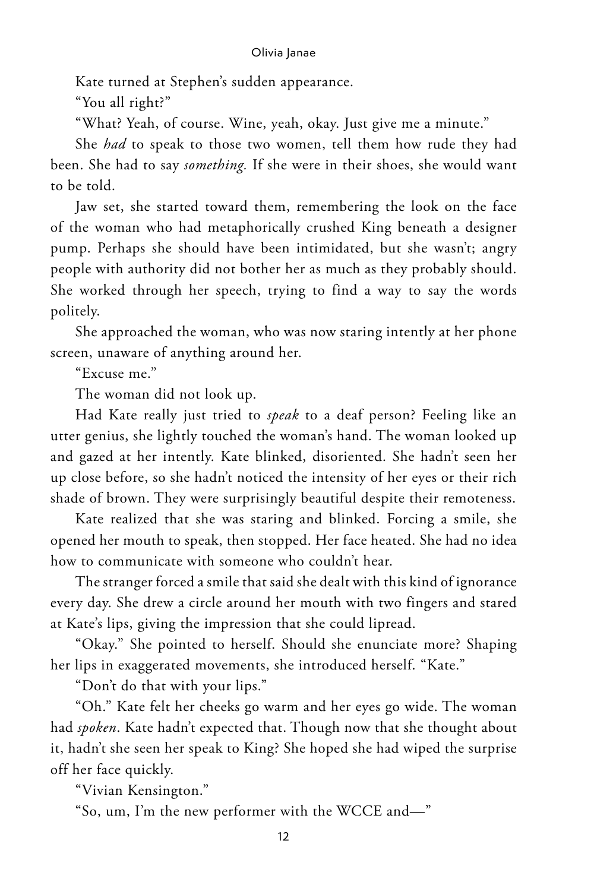Kate turned at Stephen's sudden appearance.

"You all right?"

"What? Yeah, of course. Wine, yeah, okay. Just give me a minute."

She *had* to speak to those two women, tell them how rude they had been. She had to say *something.* If she were in their shoes, she would want to be told.

Jaw set, she started toward them, remembering the look on the face of the woman who had metaphorically crushed King beneath a designer pump. Perhaps she should have been intimidated, but she wasn't; angry people with authority did not bother her as much as they probably should. She worked through her speech, trying to find a way to say the words politely.

She approached the woman, who was now staring intently at her phone screen, unaware of anything around her.

"Excuse me."

The woman did not look up.

Had Kate really just tried to *speak* to a deaf person? Feeling like an utter genius, she lightly touched the woman's hand. The woman looked up and gazed at her intently. Kate blinked, disoriented. She hadn't seen her up close before, so she hadn't noticed the intensity of her eyes or their rich shade of brown. They were surprisingly beautiful despite their remoteness.

Kate realized that she was staring and blinked. Forcing a smile, she opened her mouth to speak, then stopped. Her face heated. She had no idea how to communicate with someone who couldn't hear.

The stranger forced a smile that said she dealt with this kind of ignorance every day. She drew a circle around her mouth with two fingers and stared at Kate's lips, giving the impression that she could lipread.

"Okay." She pointed to herself. Should she enunciate more? Shaping her lips in exaggerated movements, she introduced herself. "Kate."

"Don't do that with your lips."

"Oh." Kate felt her cheeks go warm and her eyes go wide. The woman had *spoken*. Kate hadn't expected that. Though now that she thought about it, hadn't she seen her speak to King? She hoped she had wiped the surprise off her face quickly.

"Vivian Kensington."

"So, um, I'm the new performer with the WCCE and—"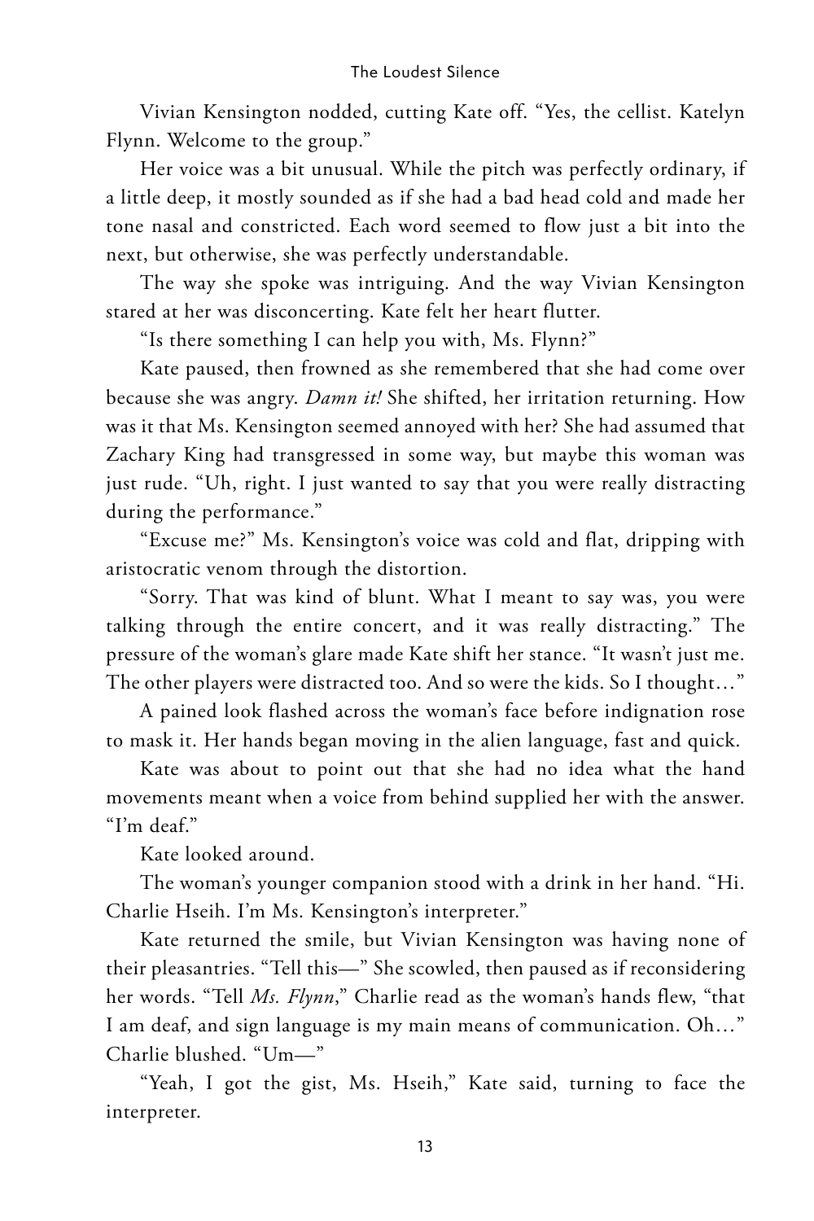Vivian Kensington nodded, cutting Kate off. “Yes, the cellist. Katelyn Flynn. Welcome to the group.”

Her voice was a bit unusual. While the pitch was perfectly ordinary, if a little deep, it mostly sounded as if she had a bad head cold and made her tone nasal and constricted. Each word seemed to flow just a bit into the next, but otherwise, she was perfectly understandable.

The way she spoke was intriguing. And the way Vivian Kensington stared at her was disconcerting. Kate felt her heart flutter.

“Is there something I can help you with, Ms. Flynn?”

Kate paused, then frowned as she remembered that she had come over because she was angry. *Damn it!* She shifted, her irritation returning. How was it that Ms. Kensington seemed annoyed with her? She had assumed that Zachary King had transgressed in some way, but maybe this woman was just rude. “Uh, right. I just wanted to say that you were really distracting during the performance.”

“Excuse me?” Ms. Kensington’s voice was cold and flat, dripping with aristocratic venom through the distortion.

“Sorry. That was kind of blunt. What I meant to say was, you were talking through the entire concert, and it was really distracting.” The pressure of the woman’s glare made Kate shift her stance. “It wasn’t just me. The other players were distracted too. And so were the kids. So I thought…”

A pained look flashed across the woman’s face before indignation rose to mask it. Her hands began moving in the alien language, fast and quick.

Kate was about to point out that she had no idea what the hand movements meant when a voice from behind supplied her with the answer. “I’m deaf.”

Kate looked around.

The woman’s younger companion stood with a drink in her hand. “Hi. Charlie Hseih. I’m Ms. Kensington’s interpreter.”

Kate returned the smile, but Vivian Kensington was having none of their pleasantries. “Tell this—” She scowled, then paused as if reconsidering her words. “Tell *Ms. Flynn*,” Charlie read as the woman’s hands flew, “that I am deaf, and sign language is my main means of communication. Oh…” Charlie blushed. “Um—”

“Yeah, I got the gist, Ms. Hseih,” Kate said, turning to face the interpreter.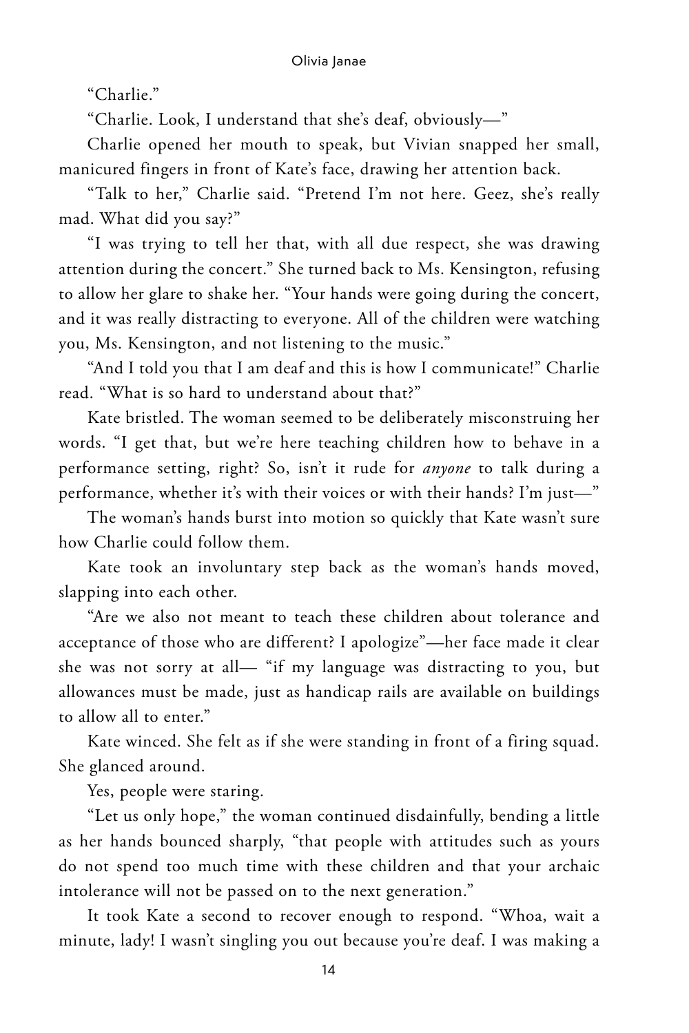"Charlie."

"Charlie. Look, I understand that she's deaf, obviously—"

Charlie opened her mouth to speak, but Vivian snapped her small, manicured fingers in front of Kate's face, drawing her attention back.

"Talk to her," Charlie said. "Pretend I'm not here. Geez, she's really mad. What did you say?"

"I was trying to tell her that, with all due respect, she was drawing attention during the concert." She turned back to Ms. Kensington, refusing to allow her glare to shake her. "Your hands were going during the concert, and it was really distracting to everyone. All of the children were watching you, Ms. Kensington, and not listening to the music."

"And I told you that I am deaf and this is how I communicate!" Charlie read. "What is so hard to understand about that?"

Kate bristled. The woman seemed to be deliberately misconstruing her words. "I get that, but we're here teaching children how to behave in a performance setting, right? So, isn't it rude for *anyone* to talk during a performance, whether it's with their voices or with their hands? I'm just—"

The woman's hands burst into motion so quickly that Kate wasn't sure how Charlie could follow them.

Kate took an involuntary step back as the woman's hands moved, slapping into each other.

"Are we also not meant to teach these children about tolerance and acceptance of those who are different? I apologize"—her face made it clear she was not sorry at all— "if my language was distracting to you, but allowances must be made, just as handicap rails are available on buildings to allow all to enter."

Kate winced. She felt as if she were standing in front of a firing squad. She glanced around.

Yes, people were staring.

"Let us only hope," the woman continued disdainfully, bending a little as her hands bounced sharply, "that people with attitudes such as yours do not spend too much time with these children and that your archaic intolerance will not be passed on to the next generation."

It took Kate a second to recover enough to respond. "Whoa, wait a minute, lady! I wasn't singling you out because you're deaf. I was making a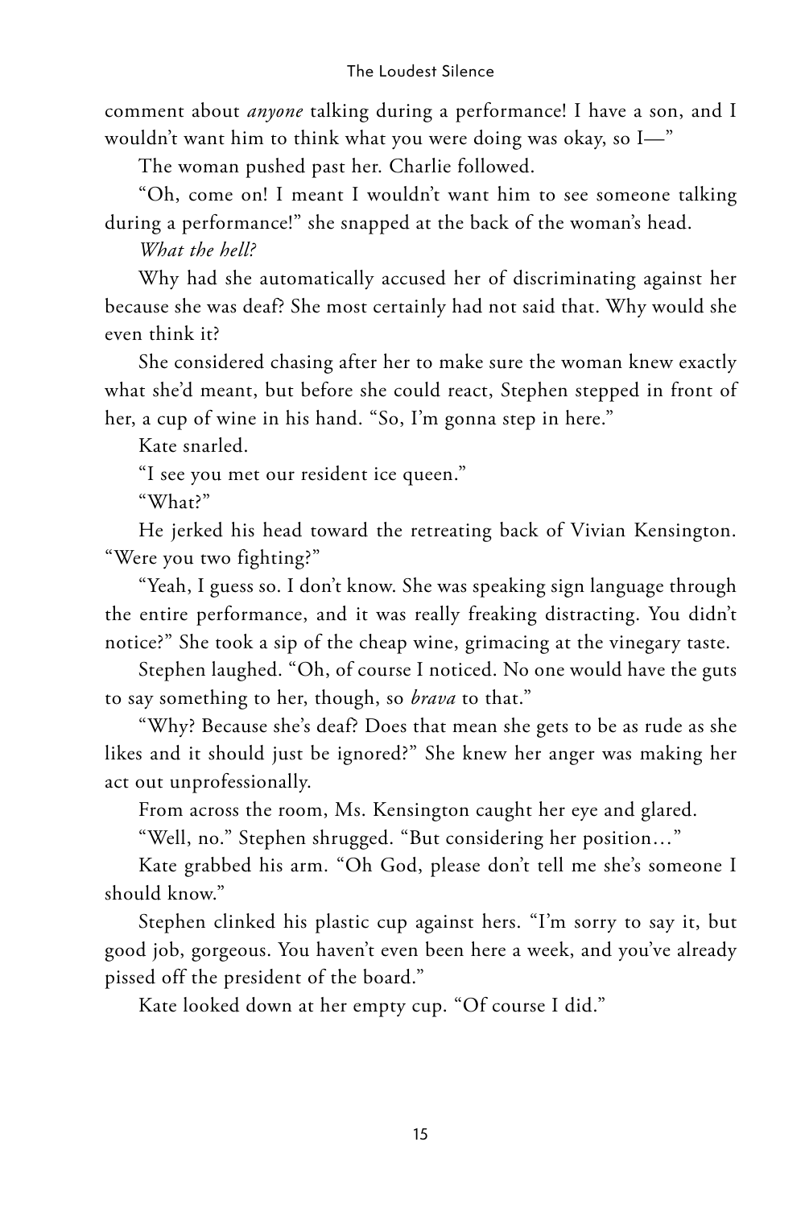comment about *anyone* talking during a performance! I have a son, and I wouldn't want him to think what you were doing was okay, so I—"

The woman pushed past her. Charlie followed.

"Oh, come on! I meant I wouldn't want him to see someone talking during a performance!" she snapped at the back of the woman's head.

*What the hell?*

Why had she automatically accused her of discriminating against her because she was deaf? She most certainly had not said that. Why would she even think it?

She considered chasing after her to make sure the woman knew exactly what she'd meant, but before she could react, Stephen stepped in front of her, a cup of wine in his hand. "So, I'm gonna step in here."

Kate snarled.

"I see you met our resident ice queen."

"What?"

He jerked his head toward the retreating back of Vivian Kensington. "Were you two fighting?"

"Yeah, I guess so. I don't know. She was speaking sign language through the entire performance, and it was really freaking distracting. You didn't notice?" She took a sip of the cheap wine, grimacing at the vinegary taste.

Stephen laughed. "Oh, of course I noticed. No one would have the guts to say something to her, though, so *brava* to that."

"Why? Because she's deaf? Does that mean she gets to be as rude as she likes and it should just be ignored?" She knew her anger was making her act out unprofessionally.

From across the room, Ms. Kensington caught her eye and glared.

"Well, no." Stephen shrugged. "But considering her position…"

Kate grabbed his arm. "Oh God, please don't tell me she's someone I should know."

Stephen clinked his plastic cup against hers. "I'm sorry to say it, but good job, gorgeous. You haven't even been here a week, and you've already pissed off the president of the board."

Kate looked down at her empty cup. "Of course I did."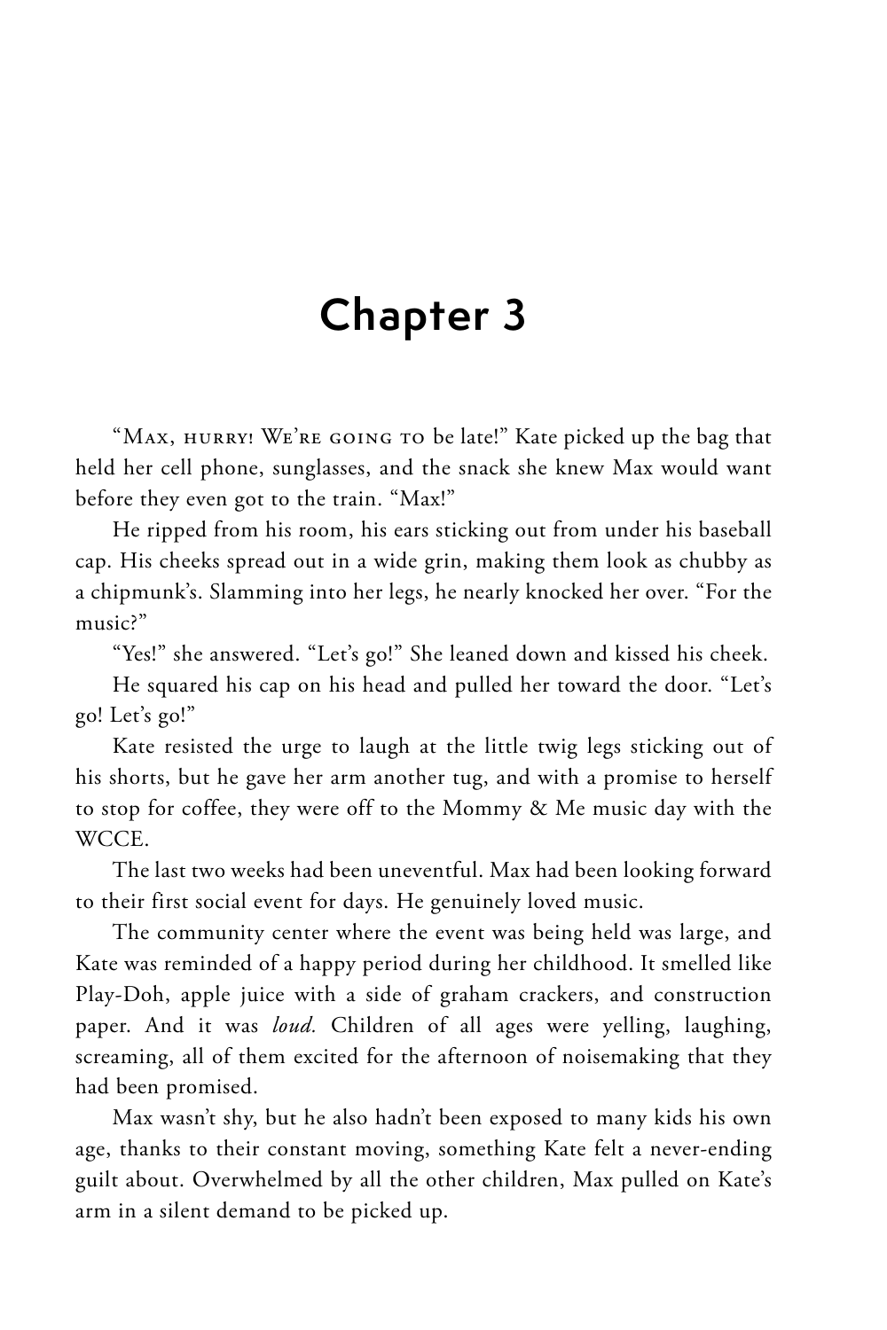# Chapter 3

"Max, hurry! We're going to be late!" Kate picked up the bag that held her cell phone, sunglasses, and the snack she knew Max would want before they even got to the train. "Max!"

He ripped from his room, his ears sticking out from under his baseball cap. His cheeks spread out in a wide grin, making them look as chubby as a chipmunk's. Slamming into her legs, he nearly knocked her over. "For the music?"

"Yes!" she answered. "Let's go!" She leaned down and kissed his cheek.

He squared his cap on his head and pulled her toward the door. "Let's go! Let's go!"

Kate resisted the urge to laugh at the little twig legs sticking out of his shorts, but he gave her arm another tug, and with a promise to herself to stop for coffee, they were off to the Mommy & Me music day with the WCCE.

The last two weeks had been uneventful. Max had been looking forward to their first social event for days. He genuinely loved music.

The community center where the event was being held was large, and Kate was reminded of a happy period during her childhood. It smelled like Play-Doh, apple juice with a side of graham crackers, and construction paper. And it was *loud.* Children of all ages were yelling, laughing, screaming, all of them excited for the afternoon of noisemaking that they had been promised.

Max wasn't shy, but he also hadn't been exposed to many kids his own age, thanks to their constant moving, something Kate felt a never-ending guilt about. Overwhelmed by all the other children, Max pulled on Kate's arm in a silent demand to be picked up.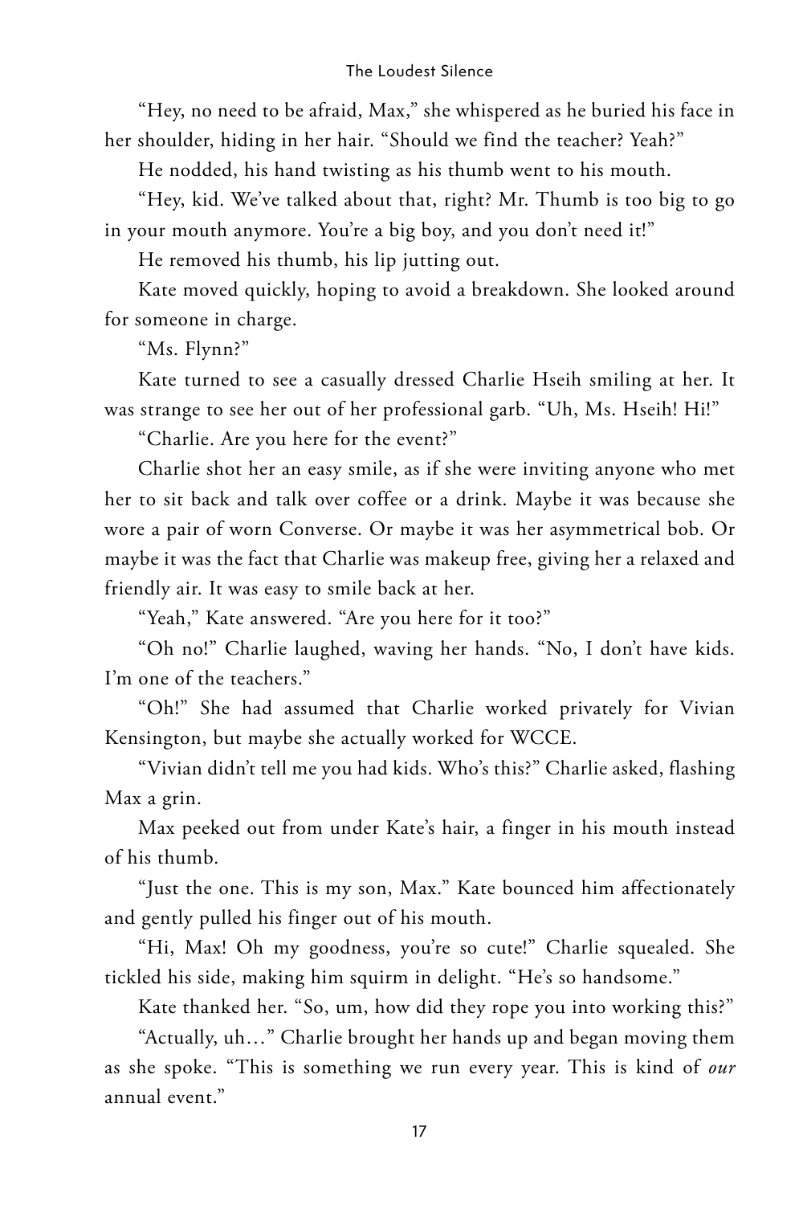"Hey, no need to be afraid, Max," she whispered as he buried his face in her shoulder, hiding in her hair. "Should we find the teacher? Yeah?"

He nodded, his hand twisting as his thumb went to his mouth.

"Hey, kid. We've talked about that, right? Mr. Thumb is too big to go in your mouth anymore. You're a big boy, and you don't need it!"

He removed his thumb, his lip jutting out.

Kate moved quickly, hoping to avoid a breakdown. She looked around for someone in charge.

"Ms. Flynn?"

Kate turned to see a casually dressed Charlie Hseih smiling at her. It was strange to see her out of her professional garb. "Uh, Ms. Hseih! Hi!"

"Charlie. Are you here for the event?"

Charlie shot her an easy smile, as if she were inviting anyone who met her to sit back and talk over coffee or a drink. Maybe it was because she wore a pair of worn Converse. Or maybe it was her asymmetrical bob. Or maybe it was the fact that Charlie was makeup free, giving her a relaxed and friendly air. It was easy to smile back at her.

"Yeah," Kate answered. "Are you here for it too?"

"Oh no!" Charlie laughed, waving her hands. "No, I don't have kids. I'm one of the teachers."

"Oh!" She had assumed that Charlie worked privately for Vivian Kensington, but maybe she actually worked for WCCE.

"Vivian didn't tell me you had kids. Who's this?" Charlie asked, flashing Max a grin.

Max peeked out from under Kate's hair, a finger in his mouth instead of his thumb.

"Just the one. This is my son, Max." Kate bounced him affectionately and gently pulled his finger out of his mouth.

"Hi, Max! Oh my goodness, you're so cute!" Charlie squealed. She tickled his side, making him squirm in delight. "He's so handsome."

Kate thanked her. "So, um, how did they rope you into working this?"

"Actually, uh…" Charlie brought her hands up and began moving them as she spoke. "This is something we run every year. This is kind of *our* annual event."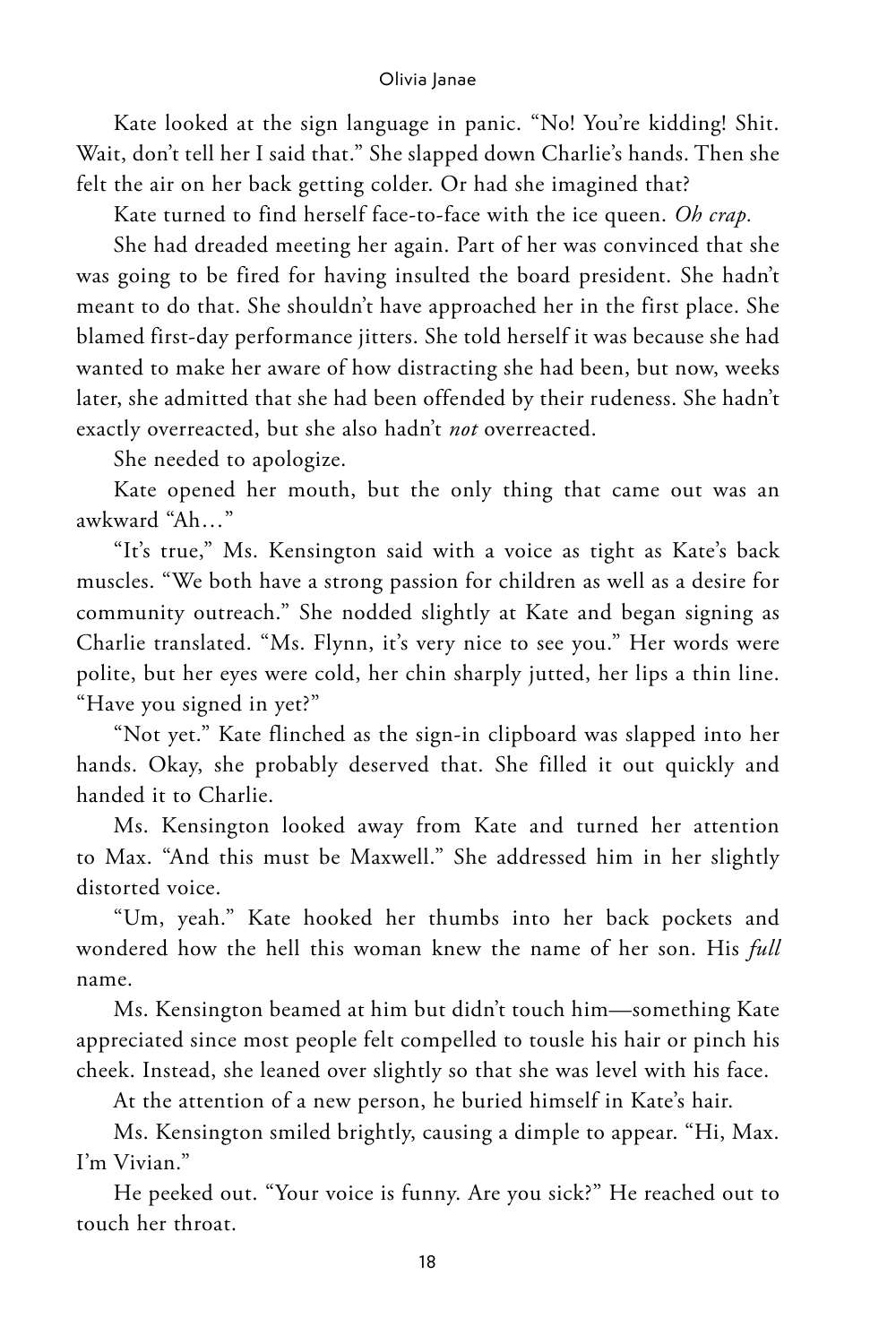Kate looked at the sign language in panic. "No! You're kidding! Shit. Wait, don't tell her I said that." She slapped down Charlie's hands. Then she felt the air on her back getting colder. Or had she imagined that?

Kate turned to find herself face-to-face with the ice queen. *Oh crap.*

She had dreaded meeting her again. Part of her was convinced that she was going to be fired for having insulted the board president. She hadn't meant to do that. She shouldn't have approached her in the first place. She blamed first-day performance jitters. She told herself it was because she had wanted to make her aware of how distracting she had been, but now, weeks later, she admitted that she had been offended by their rudeness. She hadn't exactly overreacted, but she also hadn't *not* overreacted.

She needed to apologize.

Kate opened her mouth, but the only thing that came out was an awkward "Ah…"

"It's true," Ms. Kensington said with a voice as tight as Kate's back muscles. "We both have a strong passion for children as well as a desire for community outreach." She nodded slightly at Kate and began signing as Charlie translated. "Ms. Flynn, it's very nice to see you." Her words were polite, but her eyes were cold, her chin sharply jutted, her lips a thin line. "Have you signed in yet?"

"Not yet." Kate flinched as the sign-in clipboard was slapped into her hands. Okay, she probably deserved that. She filled it out quickly and handed it to Charlie.

Ms. Kensington looked away from Kate and turned her attention to Max. "And this must be Maxwell." She addressed him in her slightly distorted voice.

"Um, yeah." Kate hooked her thumbs into her back pockets and wondered how the hell this woman knew the name of her son. His *full* name.

Ms. Kensington beamed at him but didn't touch him—something Kate appreciated since most people felt compelled to tousle his hair or pinch his cheek. Instead, she leaned over slightly so that she was level with his face.

At the attention of a new person, he buried himself in Kate's hair.

Ms. Kensington smiled brightly, causing a dimple to appear. "Hi, Max. I'm Vivian."

He peeked out. "Your voice is funny. Are you sick?" He reached out to touch her throat.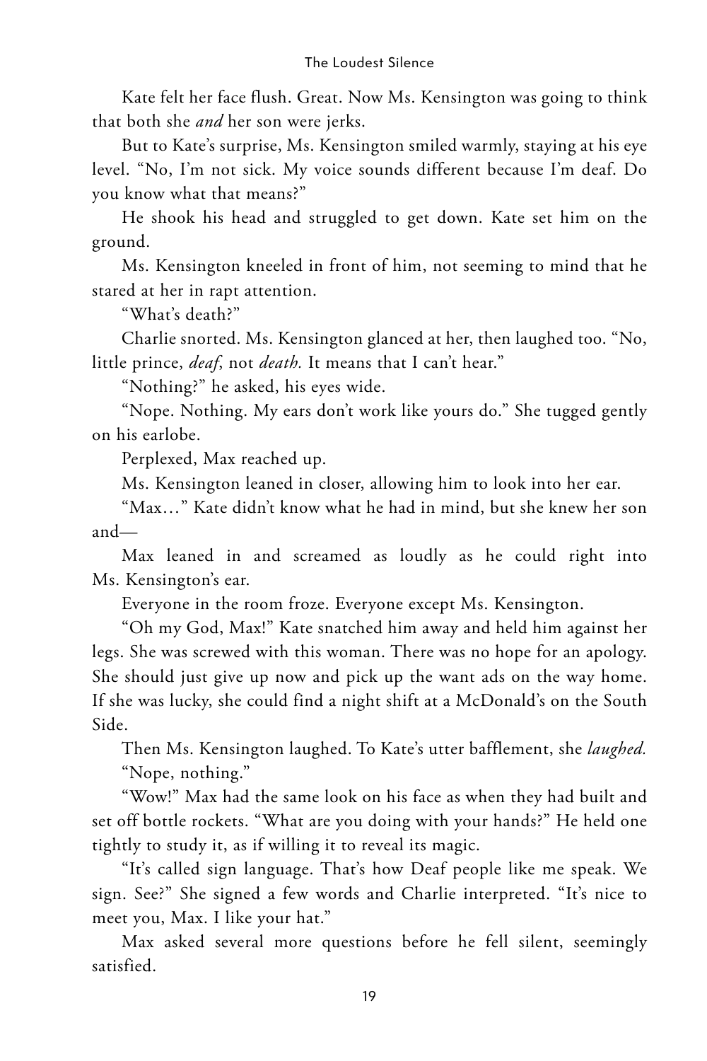Kate felt her face flush. Great. Now Ms. Kensington was going to think that both she *and* her son were jerks.

But to Kate's surprise, Ms. Kensington smiled warmly, staying at his eye level. "No, I'm not sick. My voice sounds different because I'm deaf. Do you know what that means?"

He shook his head and struggled to get down. Kate set him on the ground.

Ms. Kensington kneeled in front of him, not seeming to mind that he stared at her in rapt attention.

"What's death?"

Charlie snorted. Ms. Kensington glanced at her, then laughed too. "No, little prince, *deaf*, not *death.* It means that I can't hear."

"Nothing?" he asked, his eyes wide.

"Nope. Nothing. My ears don't work like yours do." She tugged gently on his earlobe.

Perplexed, Max reached up.

Ms. Kensington leaned in closer, allowing him to look into her ear.

"Max…" Kate didn't know what he had in mind, but she knew her son and—

Max leaned in and screamed as loudly as he could right into Ms. Kensington's ear.

Everyone in the room froze. Everyone except Ms. Kensington.

"Oh my God, Max!" Kate snatched him away and held him against her legs. She was screwed with this woman. There was no hope for an apology. She should just give up now and pick up the want ads on the way home. If she was lucky, she could find a night shift at a McDonald's on the South Side.

Then Ms. Kensington laughed. To Kate's utter bafflement, she *laughed.* "Nope, nothing."

"Wow!" Max had the same look on his face as when they had built and set off bottle rockets. "What are you doing with your hands?" He held one tightly to study it, as if willing it to reveal its magic.

"It's called sign language. That's how Deaf people like me speak. We sign. See?" She signed a few words and Charlie interpreted. "It's nice to meet you, Max. I like your hat."

Max asked several more questions before he fell silent, seemingly satisfied.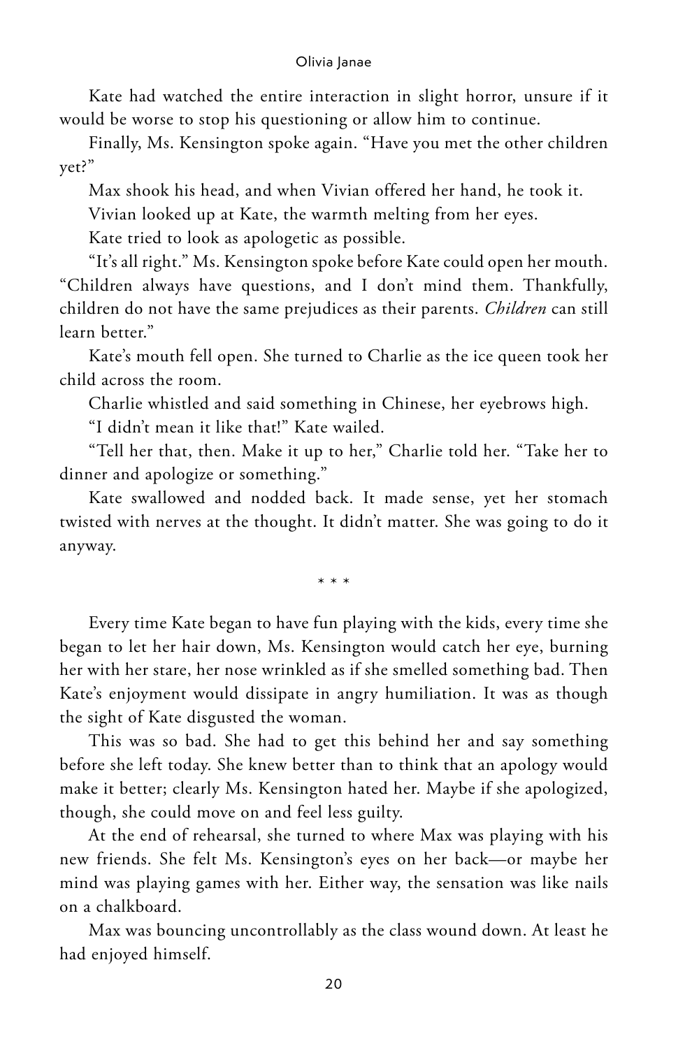Kate had watched the entire interaction in slight horror, unsure if it would be worse to stop his questioning or allow him to continue.

Finally, Ms. Kensington spoke again. “Have you met the other children yet?”

Max shook his head, and when Vivian offered her hand, he took it.

Vivian looked up at Kate, the warmth melting from her eyes.

Kate tried to look as apologetic as possible.

“It’s all right.” Ms. Kensington spoke before Kate could open her mouth. “Children always have questions, and I don’t mind them. Thankfully, children do not have the same prejudices as their parents. *Children* can still learn better.”

Kate’s mouth fell open. She turned to Charlie as the ice queen took her child across the room.

Charlie whistled and said something in Chinese, her eyebrows high.

“I didn’t mean it like that!” Kate wailed.

“Tell her that, then. Make it up to her,” Charlie told her. “Take her to dinner and apologize or something.”

Kate swallowed and nodded back. It made sense, yet her stomach twisted with nerves at the thought. It didn’t matter. She was going to do it anyway.

\* \* \*

Every time Kate began to have fun playing with the kids, every time she began to let her hair down, Ms. Kensington would catch her eye, burning her with her stare, her nose wrinkled as if she smelled something bad. Then Kate’s enjoyment would dissipate in angry humiliation. It was as though the sight of Kate disgusted the woman.

This was so bad. She had to get this behind her and say something before she left today. She knew better than to think that an apology would make it better; clearly Ms. Kensington hated her. Maybe if she apologized, though, she could move on and feel less guilty.

At the end of rehearsal, she turned to where Max was playing with his new friends. She felt Ms. Kensington’s eyes on her back—or maybe her mind was playing games with her. Either way, the sensation was like nails on a chalkboard.

Max was bouncing uncontrollably as the class wound down. At least he had enjoyed himself.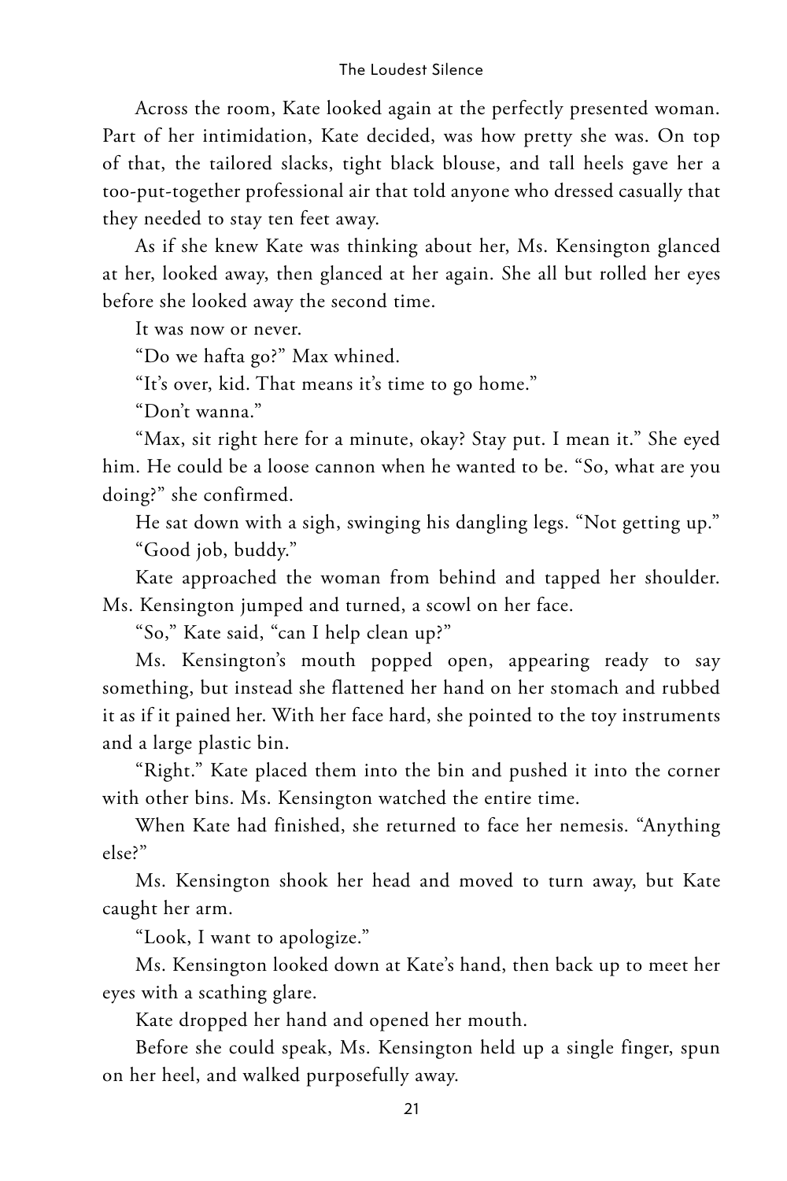Across the room, Kate looked again at the perfectly presented woman. Part of her intimidation, Kate decided, was how pretty she was. On top of that, the tailored slacks, tight black blouse, and tall heels gave her a too-put-together professional air that told anyone who dressed casually that they needed to stay ten feet away.

As if she knew Kate was thinking about her, Ms. Kensington glanced at her, looked away, then glanced at her again. She all but rolled her eyes before she looked away the second time.

It was now or never.

"Do we hafta go?" Max whined.

"It's over, kid. That means it's time to go home."

"Don't wanna."

"Max, sit right here for a minute, okay? Stay put. I mean it." She eyed him. He could be a loose cannon when he wanted to be. "So, what are you doing?" she confirmed.

He sat down with a sigh, swinging his dangling legs. "Not getting up."

"Good job, buddy."

Kate approached the woman from behind and tapped her shoulder. Ms. Kensington jumped and turned, a scowl on her face.

"So," Kate said, "can I help clean up?"

Ms. Kensington's mouth popped open, appearing ready to say something, but instead she flattened her hand on her stomach and rubbed it as if it pained her. With her face hard, she pointed to the toy instruments and a large plastic bin.

"Right." Kate placed them into the bin and pushed it into the corner with other bins. Ms. Kensington watched the entire time.

When Kate had finished, she returned to face her nemesis. "Anything else?"

Ms. Kensington shook her head and moved to turn away, but Kate caught her arm.

"Look, I want to apologize."

Ms. Kensington looked down at Kate's hand, then back up to meet her eyes with a scathing glare.

Kate dropped her hand and opened her mouth.

Before she could speak, Ms. Kensington held up a single finger, spun on her heel, and walked purposefully away.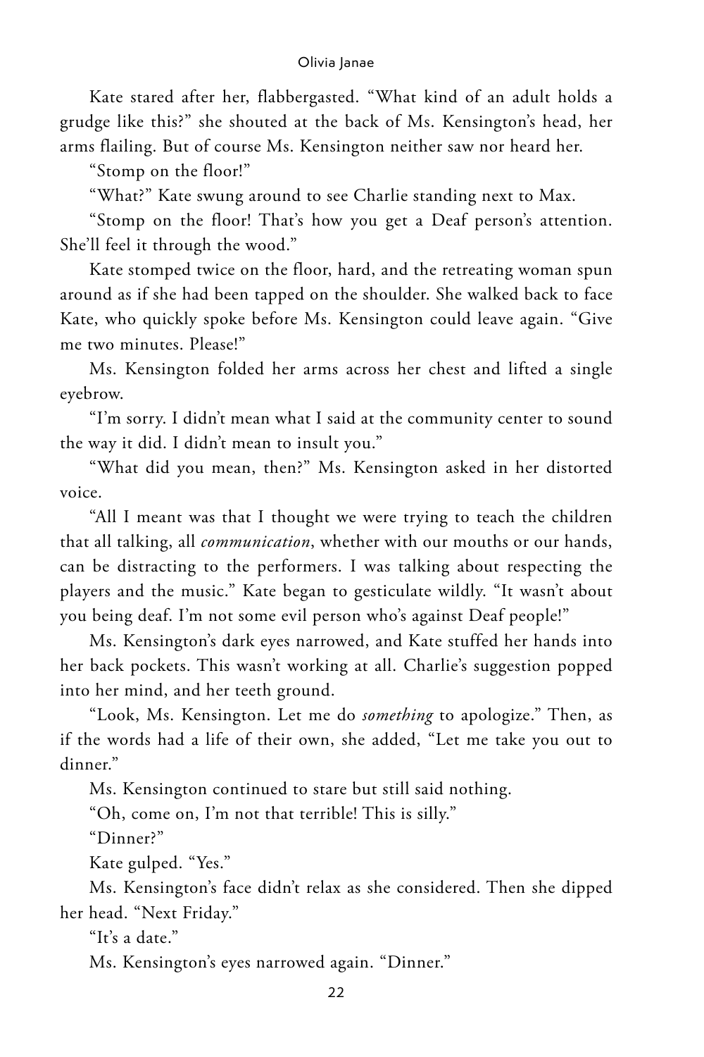Kate stared after her, flabbergasted. "What kind of an adult holds a grudge like this?" she shouted at the back of Ms. Kensington's head, her arms flailing. But of course Ms. Kensington neither saw nor heard her.

"Stomp on the floor!"

"What?" Kate swung around to see Charlie standing next to Max.

"Stomp on the floor! That's how you get a Deaf person's attention. She'll feel it through the wood."

Kate stomped twice on the floor, hard, and the retreating woman spun around as if she had been tapped on the shoulder. She walked back to face Kate, who quickly spoke before Ms. Kensington could leave again. "Give me two minutes. Please!"

Ms. Kensington folded her arms across her chest and lifted a single eyebrow.

"I'm sorry. I didn't mean what I said at the community center to sound the way it did. I didn't mean to insult you."

"What did you mean, then?" Ms. Kensington asked in her distorted voice.

"All I meant was that I thought we were trying to teach the children that all talking, all *communication*, whether with our mouths or our hands, can be distracting to the performers. I was talking about respecting the players and the music." Kate began to gesticulate wildly. "It wasn't about you being deaf. I'm not some evil person who's against Deaf people!"

Ms. Kensington's dark eyes narrowed, and Kate stuffed her hands into her back pockets. This wasn't working at all. Charlie's suggestion popped into her mind, and her teeth ground.

"Look, Ms. Kensington. Let me do *something* to apologize." Then, as if the words had a life of their own, she added, "Let me take you out to dinner."

Ms. Kensington continued to stare but still said nothing.

"Oh, come on, I'm not that terrible! This is silly."

"Dinner?"

Kate gulped. "Yes."

Ms. Kensington's face didn't relax as she considered. Then she dipped her head. "Next Friday."

"It's a date."

Ms. Kensington's eyes narrowed again. "Dinner."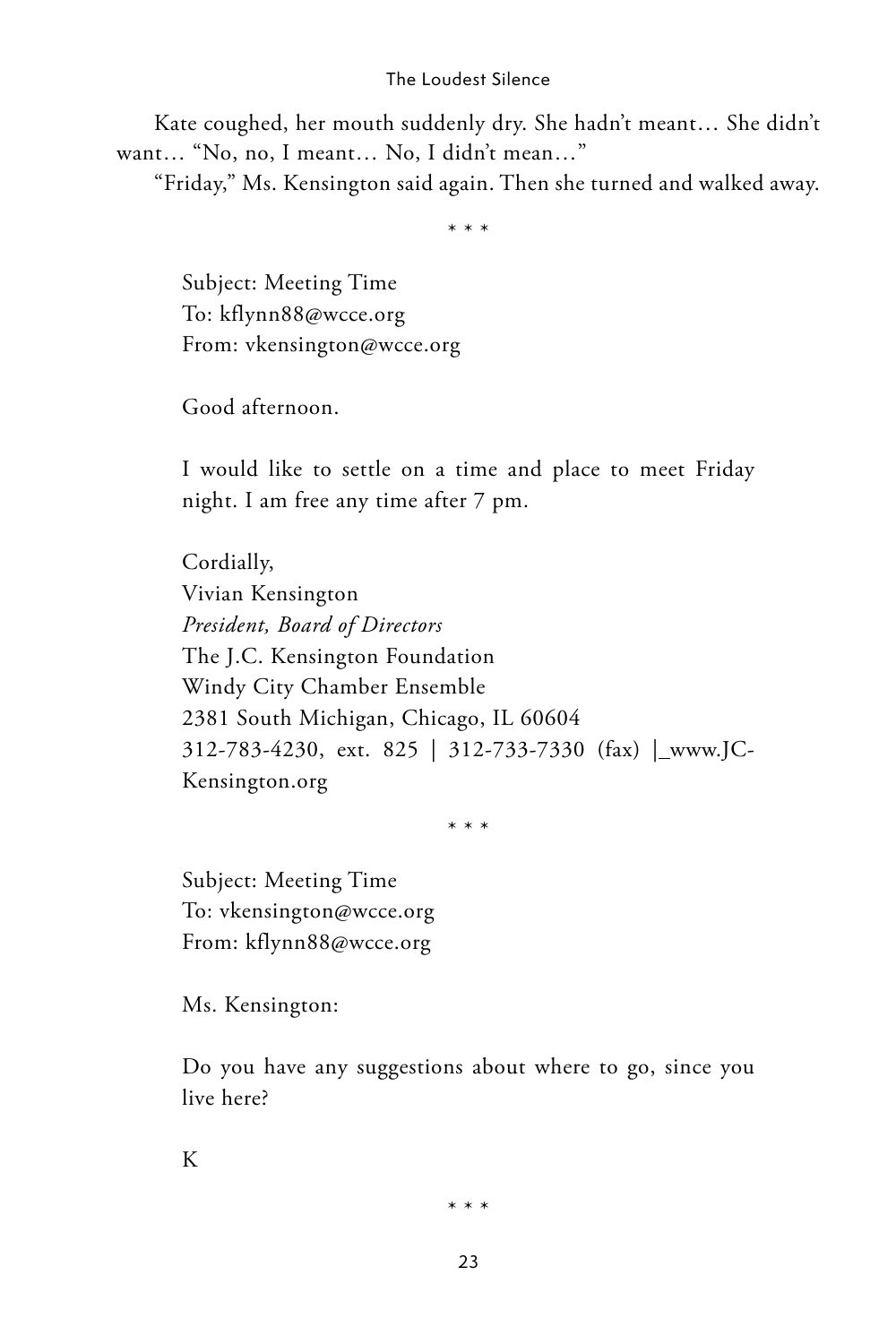Kate coughed, her mouth suddenly dry. She hadn't meant… She didn't want… "No, no, I meant… No, I didn't mean…"

"Friday," Ms. Kensington said again. Then she turned and walked away.

\* \* \*

Subject: Meeting Time
To: kflynn88@wcce.org
From: vkensington@wcce.org

Good afternoon.

I would like to settle on a time and place to meet Friday night. I am free any time after 7 pm.

Cordially,
Vivian Kensington
*President, Board of Directors*
The J.C. Kensington Foundation
Windy City Chamber Ensemble
2381 South Michigan, Chicago, IL 60604
312-783-4230, ext. 825 | 312-733-7330 (fax) |_www.JC-Kensington.org

\* \* \*

Subject: Meeting Time
To: vkensington@wcce.org
From: kflynn88@wcce.org

Ms. Kensington:

Do you have any suggestions about where to go, since you live here?

K

\* \* \*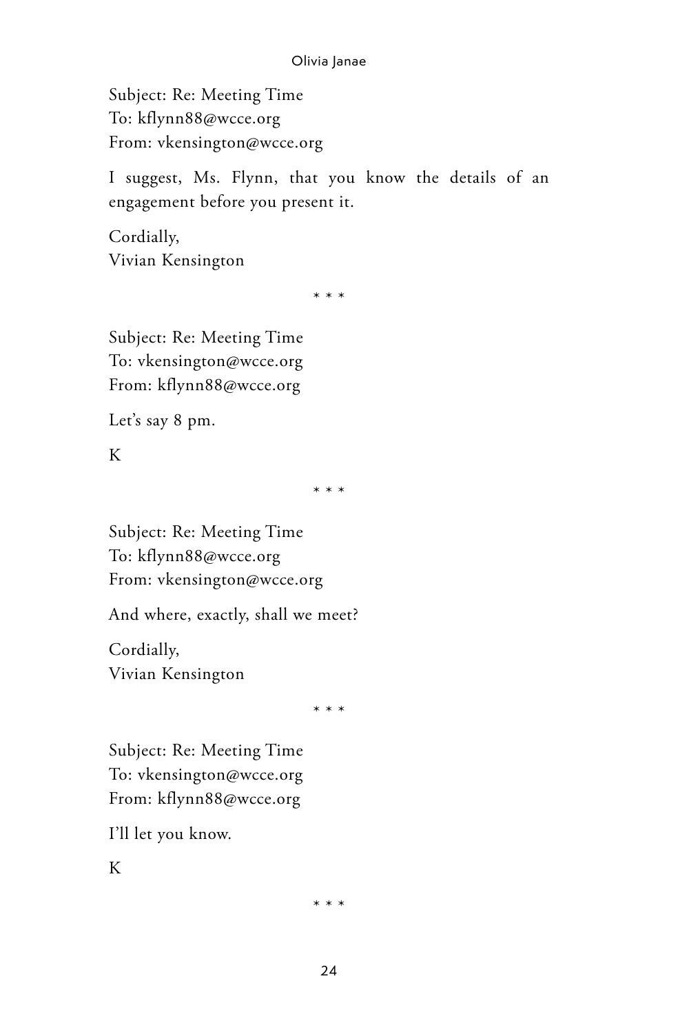Subject: Re: Meeting Time
To: kflynn88@wcce.org
From: vkensington@wcce.org

I suggest, Ms. Flynn, that you know the details of an engagement before you present it.

Cordially,
Vivian Kensington

\* \* \*

Subject: Re: Meeting Time
To: vkensington@wcce.org
From: kflynn88@wcce.org

Let's say 8 pm.

K

\* \* \*

Subject: Re: Meeting Time
To: kflynn88@wcce.org
From: vkensington@wcce.org

And where, exactly, shall we meet?

Cordially,
Vivian Kensington

\* \* \*

Subject: Re: Meeting Time
To: vkensington@wcce.org
From: kflynn88@wcce.org

I'll let you know.

K

\* \* \*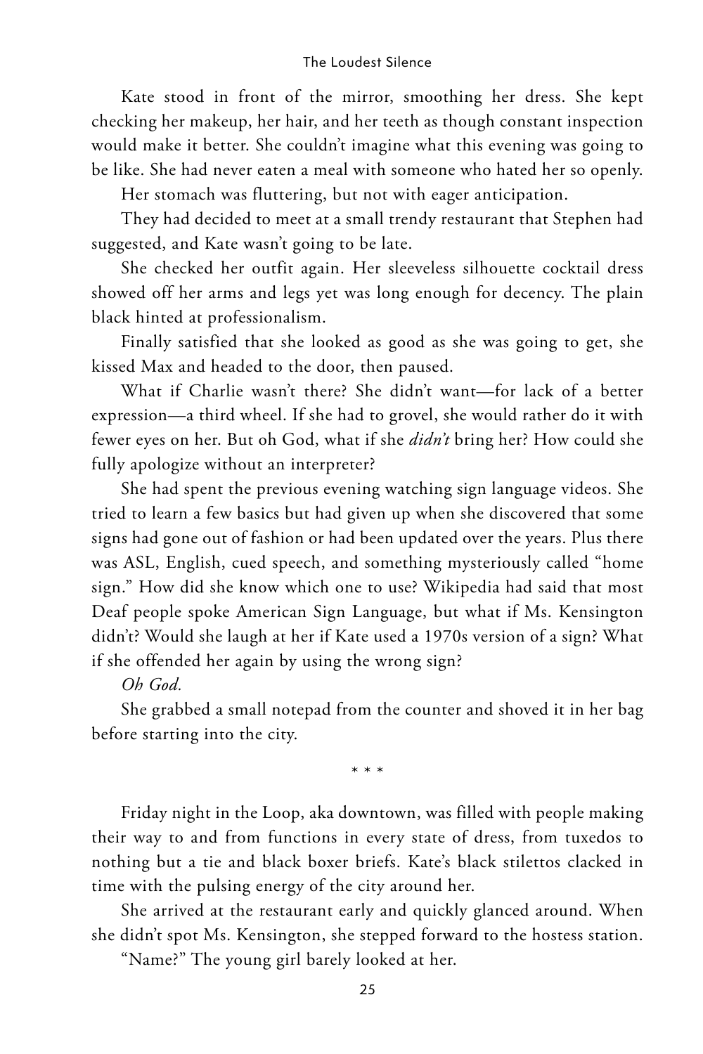Kate stood in front of the mirror, smoothing her dress. She kept checking her makeup, her hair, and her teeth as though constant inspection would make it better. She couldn't imagine what this evening was going to be like. She had never eaten a meal with someone who hated her so openly.

Her stomach was fluttering, but not with eager anticipation.

They had decided to meet at a small trendy restaurant that Stephen had suggested, and Kate wasn't going to be late.

She checked her outfit again. Her sleeveless silhouette cocktail dress showed off her arms and legs yet was long enough for decency. The plain black hinted at professionalism.

Finally satisfied that she looked as good as she was going to get, she kissed Max and headed to the door, then paused.

What if Charlie wasn't there? She didn't want—for lack of a better expression—a third wheel. If she had to grovel, she would rather do it with fewer eyes on her. But oh God, what if she *didn't* bring her? How could she fully apologize without an interpreter?

She had spent the previous evening watching sign language videos. She tried to learn a few basics but had given up when she discovered that some signs had gone out of fashion or had been updated over the years. Plus there was ASL, English, cued speech, and something mysteriously called "home sign." How did she know which one to use? Wikipedia had said that most Deaf people spoke American Sign Language, but what if Ms. Kensington didn't? Would she laugh at her if Kate used a 1970s version of a sign? What if she offended her again by using the wrong sign?

*Oh God.*

She grabbed a small notepad from the counter and shoved it in her bag before starting into the city.

\* \* \*

Friday night in the Loop, aka downtown, was filled with people making their way to and from functions in every state of dress, from tuxedos to nothing but a tie and black boxer briefs. Kate's black stilettos clacked in time with the pulsing energy of the city around her.

She arrived at the restaurant early and quickly glanced around. When she didn't spot Ms. Kensington, she stepped forward to the hostess station.

"Name?" The young girl barely looked at her.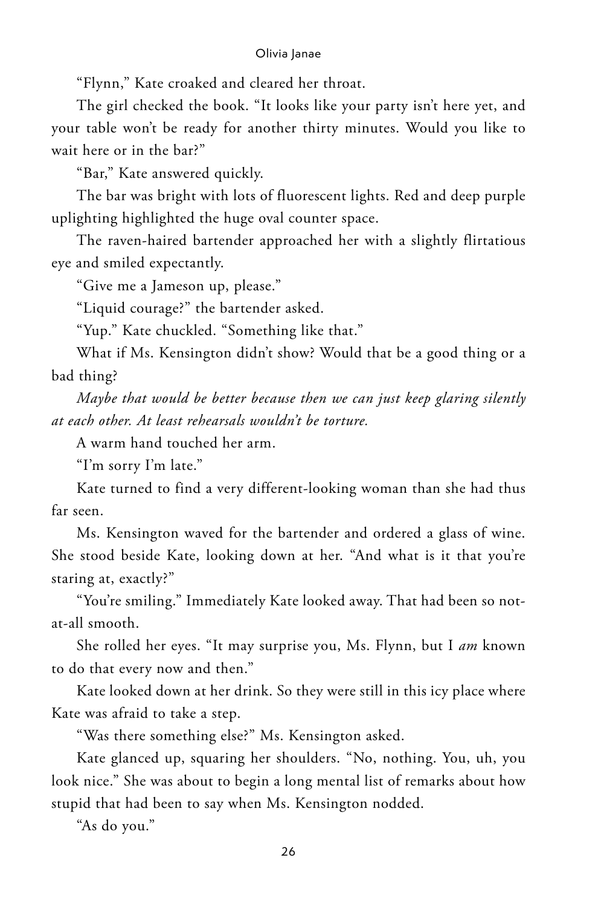"Flynn," Kate croaked and cleared her throat.

The girl checked the book. "It looks like your party isn't here yet, and your table won't be ready for another thirty minutes. Would you like to wait here or in the bar?"

"Bar," Kate answered quickly.

The bar was bright with lots of fluorescent lights. Red and deep purple uplighting highlighted the huge oval counter space.

The raven-haired bartender approached her with a slightly flirtatious eye and smiled expectantly.

"Give me a Jameson up, please."

"Liquid courage?" the bartender asked.

"Yup." Kate chuckled. "Something like that."

What if Ms. Kensington didn't show? Would that be a good thing or a bad thing?

*Maybe that would be better because then we can just keep glaring silently at each other. At least rehearsals wouldn't be torture.*

A warm hand touched her arm.

"I'm sorry I'm late."

Kate turned to find a very different-looking woman than she had thus far seen.

Ms. Kensington waved for the bartender and ordered a glass of wine. She stood beside Kate, looking down at her. "And what is it that you're staring at, exactly?"

"You're smiling." Immediately Kate looked away. That had been so not-at-all smooth.

She rolled her eyes. "It may surprise you, Ms. Flynn, but I *am* known to do that every now and then."

Kate looked down at her drink. So they were still in this icy place where Kate was afraid to take a step.

"Was there something else?" Ms. Kensington asked.

Kate glanced up, squaring her shoulders. "No, nothing. You, uh, you look nice." She was about to begin a long mental list of remarks about how stupid that had been to say when Ms. Kensington nodded.

"As do you."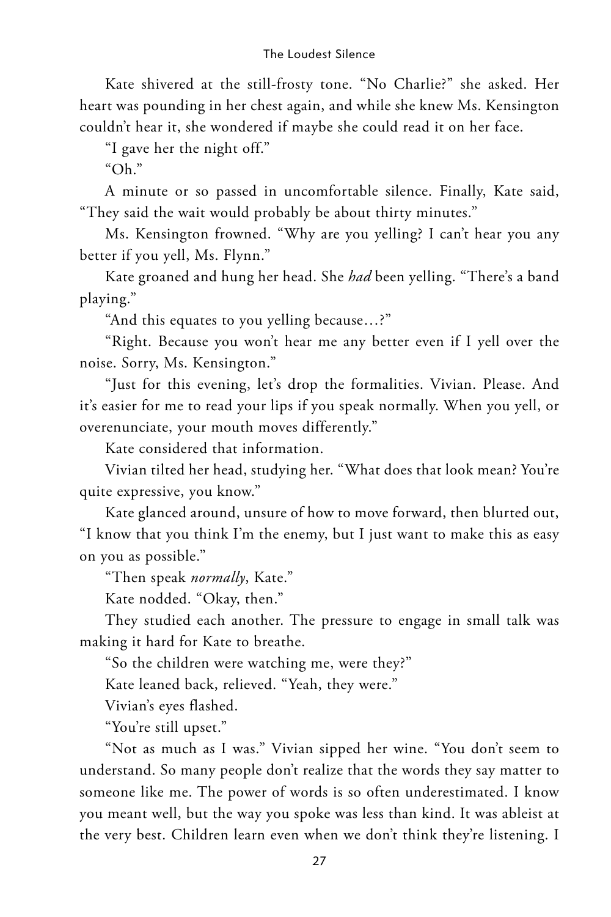Kate shivered at the still-frosty tone. "No Charlie?" she asked. Her heart was pounding in her chest again, and while she knew Ms. Kensington couldn't hear it, she wondered if maybe she could read it on her face.

"I gave her the night off."

"Oh."

A minute or so passed in uncomfortable silence. Finally, Kate said, "They said the wait would probably be about thirty minutes."

Ms. Kensington frowned. "Why are you yelling? I can't hear you any better if you yell, Ms. Flynn."

Kate groaned and hung her head. She *had* been yelling. "There's a band playing."

"And this equates to you yelling because…?"

"Right. Because you won't hear me any better even if I yell over the noise. Sorry, Ms. Kensington."

"Just for this evening, let's drop the formalities. Vivian. Please. And it's easier for me to read your lips if you speak normally. When you yell, or overenunciate, your mouth moves differently."

Kate considered that information.

Vivian tilted her head, studying her. "What does that look mean? You're quite expressive, you know."

Kate glanced around, unsure of how to move forward, then blurted out, "I know that you think I'm the enemy, but I just want to make this as easy on you as possible."

"Then speak *normally*, Kate."

Kate nodded. "Okay, then."

They studied each another. The pressure to engage in small talk was making it hard for Kate to breathe.

"So the children were watching me, were they?"

Kate leaned back, relieved. "Yeah, they were."

Vivian's eyes flashed.

"You're still upset."

"Not as much as I was." Vivian sipped her wine. "You don't seem to understand. So many people don't realize that the words they say matter to someone like me. The power of words is so often underestimated. I know you meant well, but the way you spoke was less than kind. It was ableist at the very best. Children learn even when we don't think they're listening. I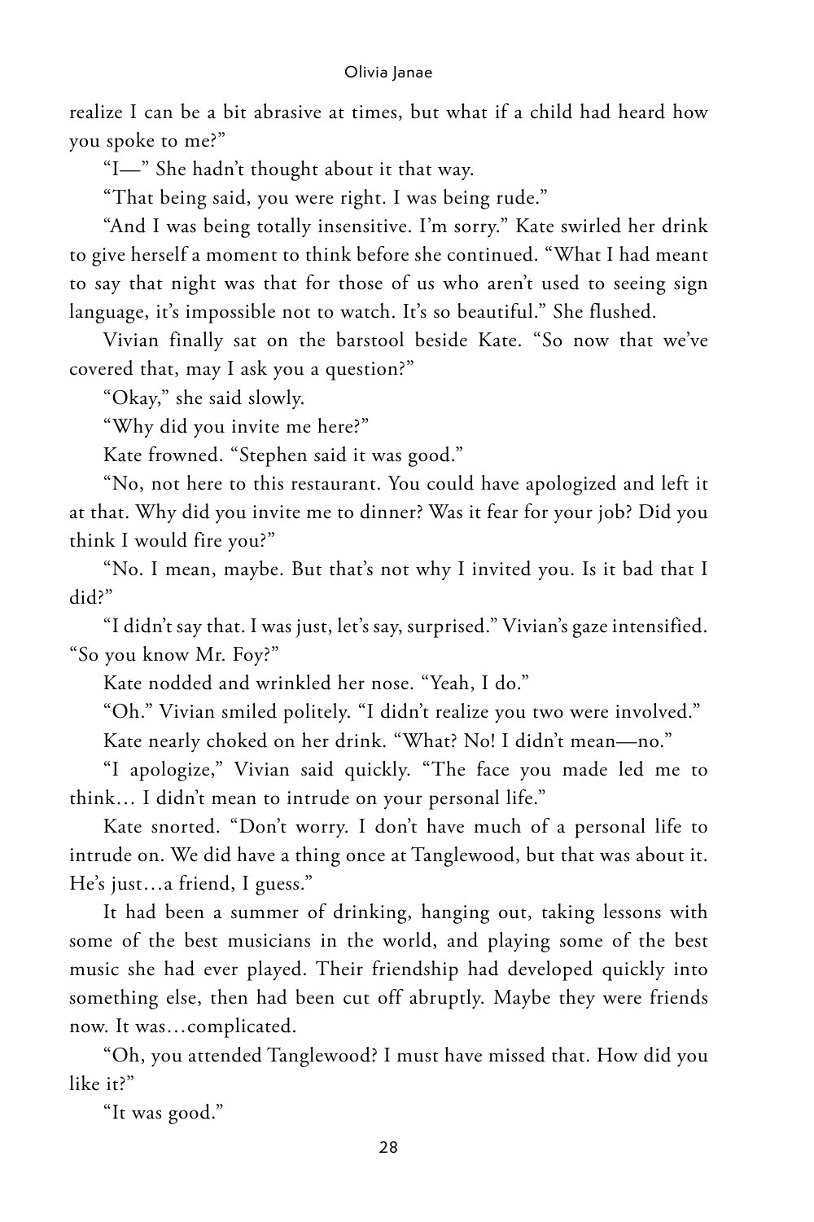realize I can be a bit abrasive at times, but what if a child had heard how you spoke to me?"

"I—" She hadn't thought about it that way.

"That being said, you were right. I was being rude."

"And I was being totally insensitive. I'm sorry." Kate swirled her drink to give herself a moment to think before she continued. "What I had meant to say that night was that for those of us who aren't used to seeing sign language, it's impossible not to watch. It's so beautiful." She flushed.

Vivian finally sat on the barstool beside Kate. "So now that we've covered that, may I ask you a question?"

"Okay," she said slowly.

"Why did you invite me here?"

Kate frowned. "Stephen said it was good."

"No, not here to this restaurant. You could have apologized and left it at that. Why did you invite me to dinner? Was it fear for your job? Did you think I would fire you?"

"No. I mean, maybe. But that's not why I invited you. Is it bad that I did?"

"I didn't say that. I was just, let's say, surprised." Vivian's gaze intensified. "So you know Mr. Foy?"

Kate nodded and wrinkled her nose. "Yeah, I do."

"Oh." Vivian smiled politely. "I didn't realize you two were involved."

Kate nearly choked on her drink. "What? No! I didn't mean—no."

"I apologize," Vivian said quickly. "The face you made led me to think… I didn't mean to intrude on your personal life."

Kate snorted. "Don't worry. I don't have much of a personal life to intrude on. We did have a thing once at Tanglewood, but that was about it. He's just…a friend, I guess."

It had been a summer of drinking, hanging out, taking lessons with some of the best musicians in the world, and playing some of the best music she had ever played. Their friendship had developed quickly into something else, then had been cut off abruptly. Maybe they were friends now. It was…complicated.

"Oh, you attended Tanglewood? I must have missed that. How did you like it?"

"It was good."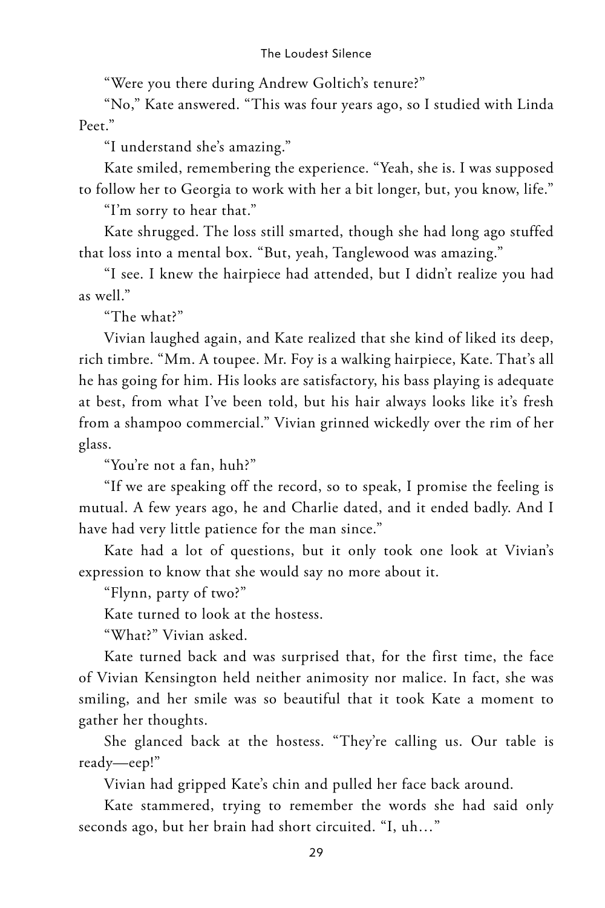"Were you there during Andrew Goltich's tenure?"

"No," Kate answered. "This was four years ago, so I studied with Linda Peet."

"I understand she's amazing."

Kate smiled, remembering the experience. "Yeah, she is. I was supposed to follow her to Georgia to work with her a bit longer, but, you know, life."

"I'm sorry to hear that."

Kate shrugged. The loss still smarted, though she had long ago stuffed that loss into a mental box. "But, yeah, Tanglewood was amazing."

"I see. I knew the hairpiece had attended, but I didn't realize you had as well."

"The what?"

Vivian laughed again, and Kate realized that she kind of liked its deep, rich timbre. "Mm. A toupee. Mr. Foy is a walking hairpiece, Kate. That's all he has going for him. His looks are satisfactory, his bass playing is adequate at best, from what I've been told, but his hair always looks like it's fresh from a shampoo commercial." Vivian grinned wickedly over the rim of her glass.

"You're not a fan, huh?"

"If we are speaking off the record, so to speak, I promise the feeling is mutual. A few years ago, he and Charlie dated, and it ended badly. And I have had very little patience for the man since."

Kate had a lot of questions, but it only took one look at Vivian's expression to know that she would say no more about it.

"Flynn, party of two?"

Kate turned to look at the hostess.

"What?" Vivian asked.

Kate turned back and was surprised that, for the first time, the face of Vivian Kensington held neither animosity nor malice. In fact, she was smiling, and her smile was so beautiful that it took Kate a moment to gather her thoughts.

She glanced back at the hostess. "They're calling us. Our table is ready—eep!"

Vivian had gripped Kate's chin and pulled her face back around.

Kate stammered, trying to remember the words she had said only seconds ago, but her brain had short circuited. "I, uh…"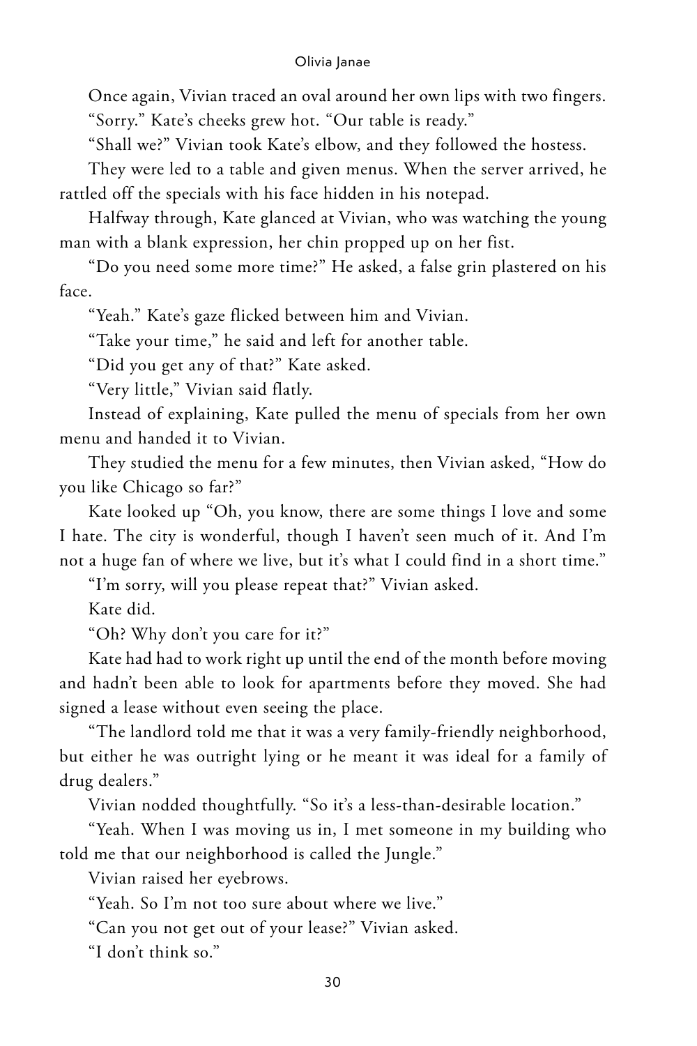Once again, Vivian traced an oval around her own lips with two fingers.

"Sorry." Kate's cheeks grew hot. "Our table is ready."

"Shall we?" Vivian took Kate's elbow, and they followed the hostess.

They were led to a table and given menus. When the server arrived, he rattled off the specials with his face hidden in his notepad.

Halfway through, Kate glanced at Vivian, who was watching the young man with a blank expression, her chin propped up on her fist.

"Do you need some more time?" He asked, a false grin plastered on his face.

"Yeah." Kate's gaze flicked between him and Vivian.

"Take your time," he said and left for another table.

"Did you get any of that?" Kate asked.

"Very little," Vivian said flatly.

Instead of explaining, Kate pulled the menu of specials from her own menu and handed it to Vivian.

They studied the menu for a few minutes, then Vivian asked, "How do you like Chicago so far?"

Kate looked up "Oh, you know, there are some things I love and some I hate. The city is wonderful, though I haven't seen much of it. And I'm not a huge fan of where we live, but it's what I could find in a short time."

"I'm sorry, will you please repeat that?" Vivian asked.

Kate did.

"Oh? Why don't you care for it?"

Kate had had to work right up until the end of the month before moving and hadn't been able to look for apartments before they moved. She had signed a lease without even seeing the place.

"The landlord told me that it was a very family-friendly neighborhood, but either he was outright lying or he meant it was ideal for a family of drug dealers."

Vivian nodded thoughtfully. "So it's a less-than-desirable location."

"Yeah. When I was moving us in, I met someone in my building who told me that our neighborhood is called the Jungle."

Vivian raised her eyebrows.

"Yeah. So I'm not too sure about where we live."

"Can you not get out of your lease?" Vivian asked.

"I don't think so."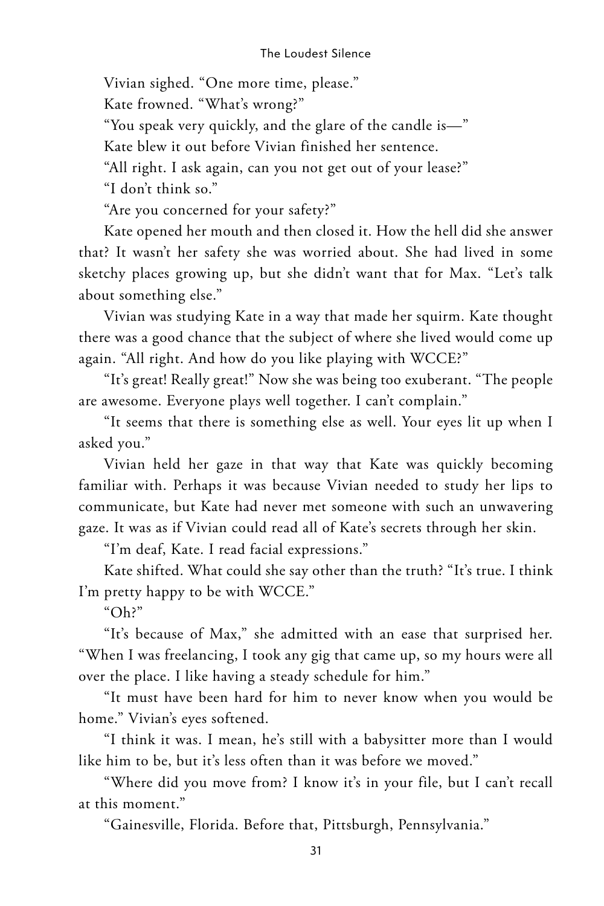Vivian sighed. "One more time, please."

Kate frowned. "What's wrong?"

"You speak very quickly, and the glare of the candle is—"

Kate blew it out before Vivian finished her sentence.

"All right. I ask again, can you not get out of your lease?"

"I don't think so."

"Are you concerned for your safety?"

Kate opened her mouth and then closed it. How the hell did she answer that? It wasn't her safety she was worried about. She had lived in some sketchy places growing up, but she didn't want that for Max. "Let's talk about something else."

Vivian was studying Kate in a way that made her squirm. Kate thought there was a good chance that the subject of where she lived would come up again. "All right. And how do you like playing with WCCE?"

"It's great! Really great!" Now she was being too exuberant. "The people are awesome. Everyone plays well together. I can't complain."

"It seems that there is something else as well. Your eyes lit up when I asked you."

Vivian held her gaze in that way that Kate was quickly becoming familiar with. Perhaps it was because Vivian needed to study her lips to communicate, but Kate had never met someone with such an unwavering gaze. It was as if Vivian could read all of Kate's secrets through her skin.

"I'm deaf, Kate. I read facial expressions."

Kate shifted. What could she say other than the truth? "It's true. I think I'm pretty happy to be with WCCE."

"Oh?"

"It's because of Max," she admitted with an ease that surprised her. "When I was freelancing, I took any gig that came up, so my hours were all over the place. I like having a steady schedule for him."

"It must have been hard for him to never know when you would be home." Vivian's eyes softened.

"I think it was. I mean, he's still with a babysitter more than I would like him to be, but it's less often than it was before we moved."

"Where did you move from? I know it's in your file, but I can't recall at this moment."

"Gainesville, Florida. Before that, Pittsburgh, Pennsylvania."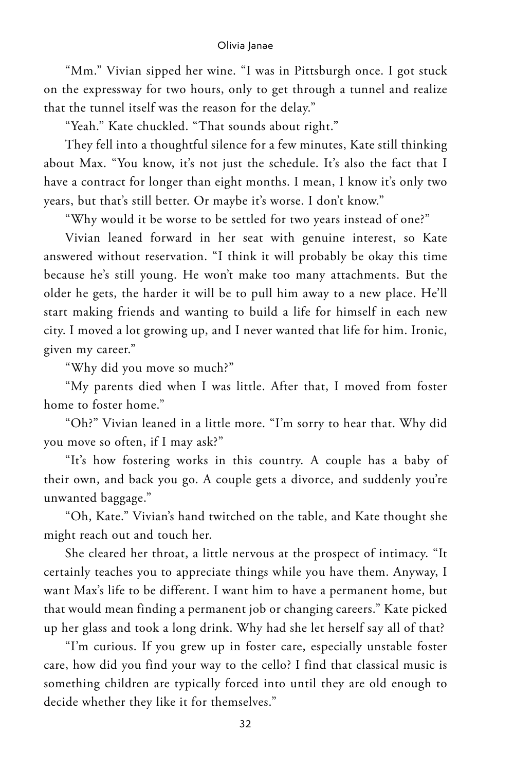"Mm." Vivian sipped her wine. "I was in Pittsburgh once. I got stuck on the expressway for two hours, only to get through a tunnel and realize that the tunnel itself was the reason for the delay."

"Yeah." Kate chuckled. "That sounds about right."

They fell into a thoughtful silence for a few minutes, Kate still thinking about Max. "You know, it's not just the schedule. It's also the fact that I have a contract for longer than eight months. I mean, I know it's only two years, but that's still better. Or maybe it's worse. I don't know."

"Why would it be worse to be settled for two years instead of one?"

Vivian leaned forward in her seat with genuine interest, so Kate answered without reservation. "I think it will probably be okay this time because he's still young. He won't make too many attachments. But the older he gets, the harder it will be to pull him away to a new place. He'll start making friends and wanting to build a life for himself in each new city. I moved a lot growing up, and I never wanted that life for him. Ironic, given my career."

"Why did you move so much?"

"My parents died when I was little. After that, I moved from foster home to foster home."

"Oh?" Vivian leaned in a little more. "I'm sorry to hear that. Why did you move so often, if I may ask?"

"It's how fostering works in this country. A couple has a baby of their own, and back you go. A couple gets a divorce, and suddenly you're unwanted baggage."

"Oh, Kate." Vivian's hand twitched on the table, and Kate thought she might reach out and touch her.

She cleared her throat, a little nervous at the prospect of intimacy. "It certainly teaches you to appreciate things while you have them. Anyway, I want Max's life to be different. I want him to have a permanent home, but that would mean finding a permanent job or changing careers." Kate picked up her glass and took a long drink. Why had she let herself say all of that?

"I'm curious. If you grew up in foster care, especially unstable foster care, how did you find your way to the cello? I find that classical music is something children are typically forced into until they are old enough to decide whether they like it for themselves."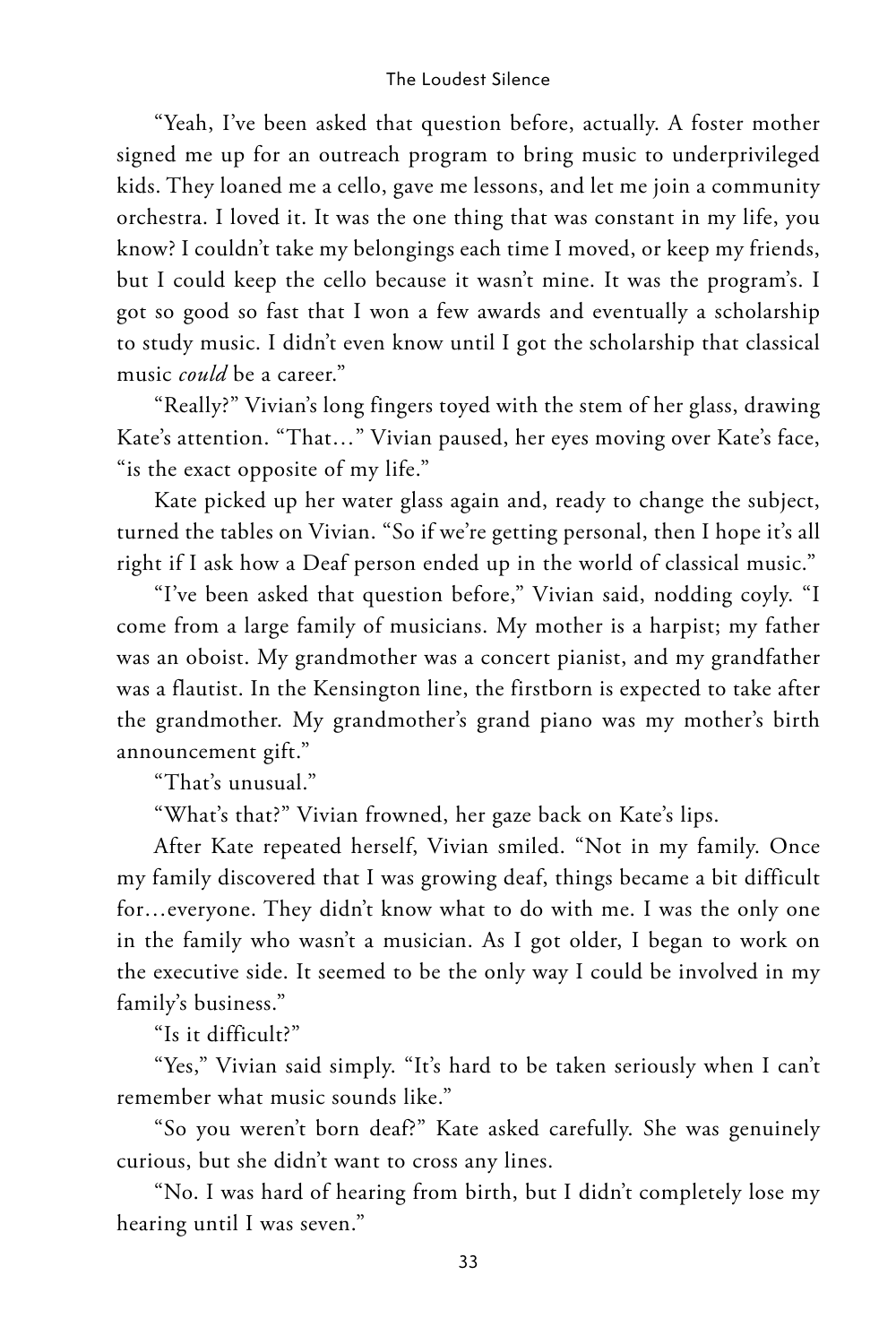"Yeah, I've been asked that question before, actually. A foster mother signed me up for an outreach program to bring music to underprivileged kids. They loaned me a cello, gave me lessons, and let me join a community orchestra. I loved it. It was the one thing that was constant in my life, you know? I couldn't take my belongings each time I moved, or keep my friends, but I could keep the cello because it wasn't mine. It was the program's. I got so good so fast that I won a few awards and eventually a scholarship to study music. I didn't even know until I got the scholarship that classical music *could* be a career."

"Really?" Vivian's long fingers toyed with the stem of her glass, drawing Kate's attention. "That…" Vivian paused, her eyes moving over Kate's face, "is the exact opposite of my life."

Kate picked up her water glass again and, ready to change the subject, turned the tables on Vivian. "So if we're getting personal, then I hope it's all right if I ask how a Deaf person ended up in the world of classical music."

"I've been asked that question before," Vivian said, nodding coyly. "I come from a large family of musicians. My mother is a harpist; my father was an oboist. My grandmother was a concert pianist, and my grandfather was a flautist. In the Kensington line, the firstborn is expected to take after the grandmother. My grandmother's grand piano was my mother's birth announcement gift."

"That's unusual."

"What's that?" Vivian frowned, her gaze back on Kate's lips.

After Kate repeated herself, Vivian smiled. "Not in my family. Once my family discovered that I was growing deaf, things became a bit difficult for…everyone. They didn't know what to do with me. I was the only one in the family who wasn't a musician. As I got older, I began to work on the executive side. It seemed to be the only way I could be involved in my family's business."

"Is it difficult?"

"Yes," Vivian said simply. "It's hard to be taken seriously when I can't remember what music sounds like."

"So you weren't born deaf?" Kate asked carefully. She was genuinely curious, but she didn't want to cross any lines.

"No. I was hard of hearing from birth, but I didn't completely lose my hearing until I was seven."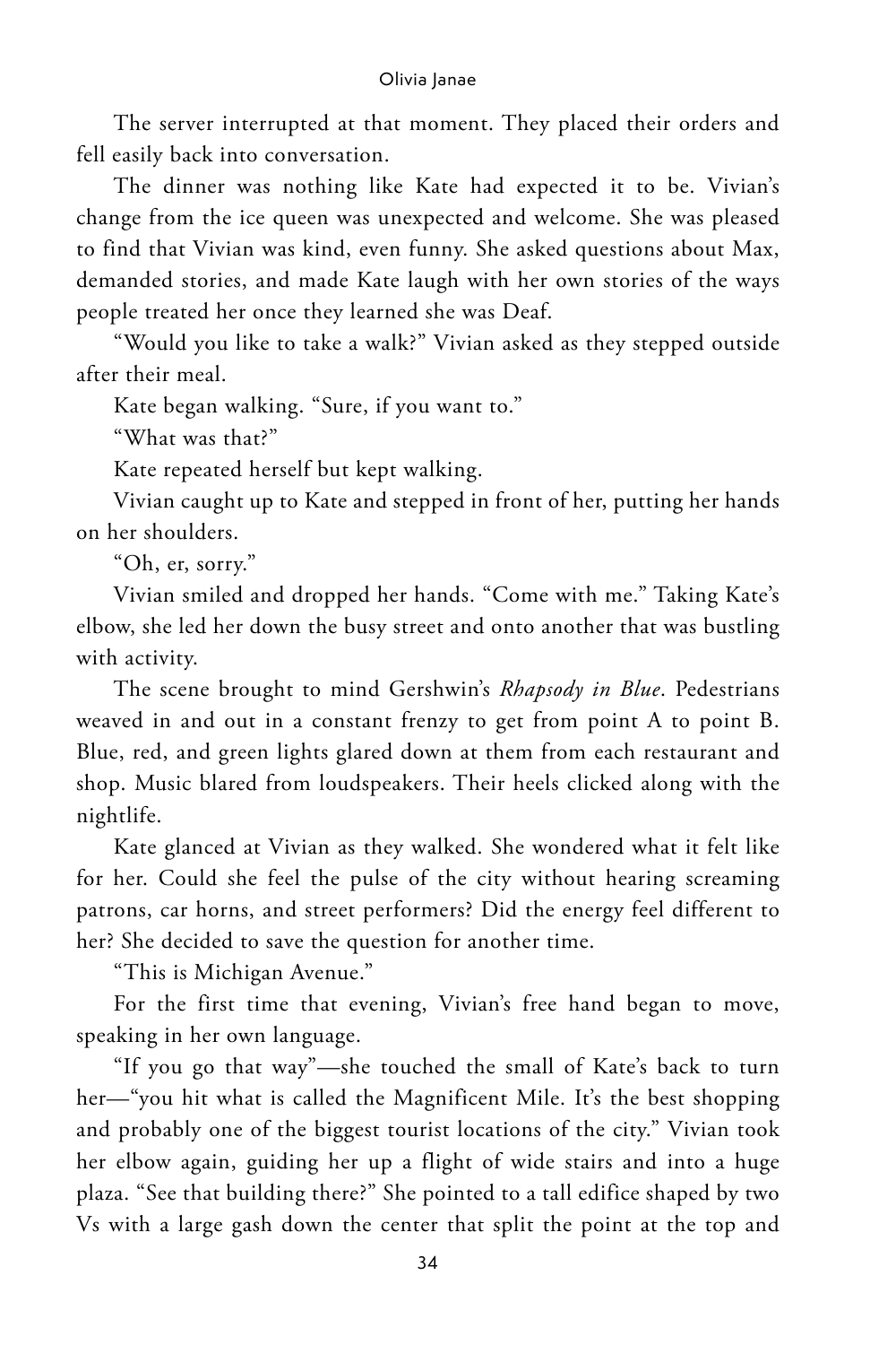The server interrupted at that moment. They placed their orders and fell easily back into conversation.

The dinner was nothing like Kate had expected it to be. Vivian's change from the ice queen was unexpected and welcome. She was pleased to find that Vivian was kind, even funny. She asked questions about Max, demanded stories, and made Kate laugh with her own stories of the ways people treated her once they learned she was Deaf.

"Would you like to take a walk?" Vivian asked as they stepped outside after their meal.

Kate began walking. "Sure, if you want to."

"What was that?"

Kate repeated herself but kept walking.

Vivian caught up to Kate and stepped in front of her, putting her hands on her shoulders.

"Oh, er, sorry."

Vivian smiled and dropped her hands. "Come with me." Taking Kate's elbow, she led her down the busy street and onto another that was bustling with activity.

The scene brought to mind Gershwin's *Rhapsody in Blue*. Pedestrians weaved in and out in a constant frenzy to get from point A to point B. Blue, red, and green lights glared down at them from each restaurant and shop. Music blared from loudspeakers. Their heels clicked along with the nightlife.

Kate glanced at Vivian as they walked. She wondered what it felt like for her. Could she feel the pulse of the city without hearing screaming patrons, car horns, and street performers? Did the energy feel different to her? She decided to save the question for another time.

"This is Michigan Avenue."

For the first time that evening, Vivian's free hand began to move, speaking in her own language.

"If you go that way"—she touched the small of Kate's back to turn her—"you hit what is called the Magnificent Mile. It's the best shopping and probably one of the biggest tourist locations of the city." Vivian took her elbow again, guiding her up a flight of wide stairs and into a huge plaza. "See that building there?" She pointed to a tall edifice shaped by two Vs with a large gash down the center that split the point at the top and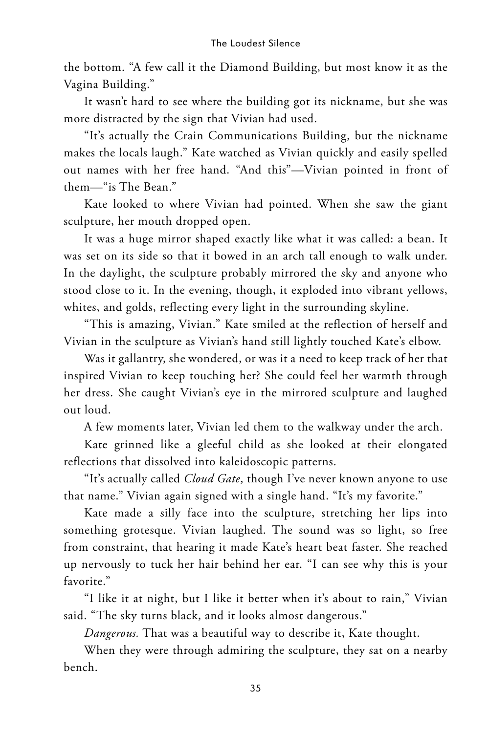the bottom. "A few call it the Diamond Building, but most know it as the Vagina Building."

It wasn't hard to see where the building got its nickname, but she was more distracted by the sign that Vivian had used.

"It's actually the Crain Communications Building, but the nickname makes the locals laugh." Kate watched as Vivian quickly and easily spelled out names with her free hand. "And this"—Vivian pointed in front of them—"is The Bean."

Kate looked to where Vivian had pointed. When she saw the giant sculpture, her mouth dropped open.

It was a huge mirror shaped exactly like what it was called: a bean. It was set on its side so that it bowed in an arch tall enough to walk under. In the daylight, the sculpture probably mirrored the sky and anyone who stood close to it. In the evening, though, it exploded into vibrant yellows, whites, and golds, reflecting every light in the surrounding skyline.

"This is amazing, Vivian." Kate smiled at the reflection of herself and Vivian in the sculpture as Vivian's hand still lightly touched Kate's elbow.

Was it gallantry, she wondered, or was it a need to keep track of her that inspired Vivian to keep touching her? She could feel her warmth through her dress. She caught Vivian's eye in the mirrored sculpture and laughed out loud.

A few moments later, Vivian led them to the walkway under the arch.

Kate grinned like a gleeful child as she looked at their elongated reflections that dissolved into kaleidoscopic patterns.

"It's actually called *Cloud Gate*, though I've never known anyone to use that name." Vivian again signed with a single hand. "It's my favorite."

Kate made a silly face into the sculpture, stretching her lips into something grotesque. Vivian laughed. The sound was so light, so free from constraint, that hearing it made Kate's heart beat faster. She reached up nervously to tuck her hair behind her ear. "I can see why this is your favorite."

"I like it at night, but I like it better when it's about to rain," Vivian said. "The sky turns black, and it looks almost dangerous."

*Dangerous.* That was a beautiful way to describe it, Kate thought.

When they were through admiring the sculpture, they sat on a nearby bench.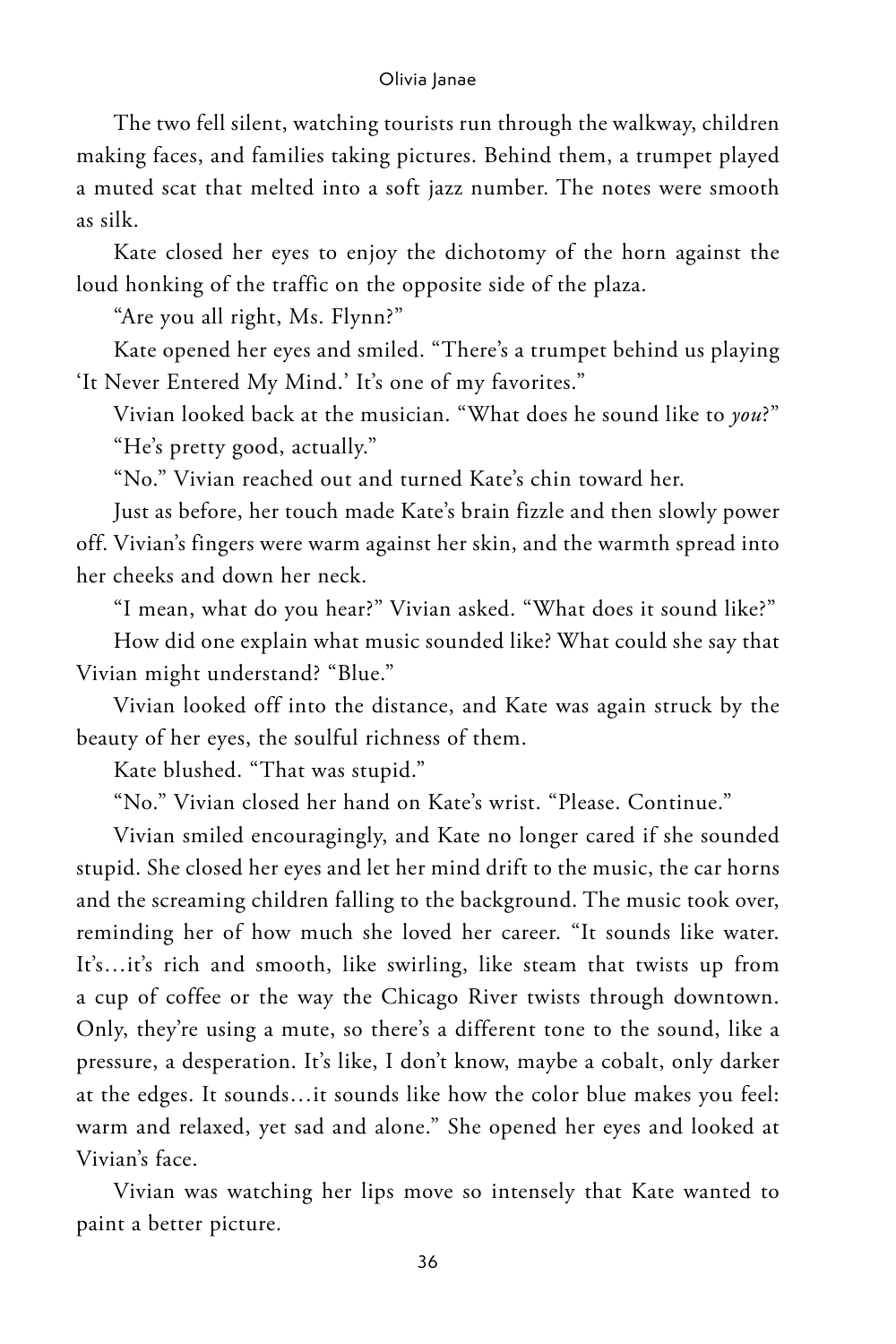The two fell silent, watching tourists run through the walkway, children making faces, and families taking pictures. Behind them, a trumpet played a muted scat that melted into a soft jazz number. The notes were smooth as silk.

Kate closed her eyes to enjoy the dichotomy of the horn against the loud honking of the traffic on the opposite side of the plaza.

"Are you all right, Ms. Flynn?"

Kate opened her eyes and smiled. "There's a trumpet behind us playing 'It Never Entered My Mind.' It's one of my favorites."

Vivian looked back at the musician. "What does he sound like to *you*?"

"He's pretty good, actually."

"No." Vivian reached out and turned Kate's chin toward her.

Just as before, her touch made Kate's brain fizzle and then slowly power off. Vivian's fingers were warm against her skin, and the warmth spread into her cheeks and down her neck.

"I mean, what do you hear?" Vivian asked. "What does it sound like?"

How did one explain what music sounded like? What could she say that Vivian might understand? "Blue."

Vivian looked off into the distance, and Kate was again struck by the beauty of her eyes, the soulful richness of them.

Kate blushed. "That was stupid."

"No." Vivian closed her hand on Kate's wrist. "Please. Continue."

Vivian smiled encouragingly, and Kate no longer cared if she sounded stupid. She closed her eyes and let her mind drift to the music, the car horns and the screaming children falling to the background. The music took over, reminding her of how much she loved her career. "It sounds like water. It's…it's rich and smooth, like swirling, like steam that twists up from a cup of coffee or the way the Chicago River twists through downtown. Only, they're using a mute, so there's a different tone to the sound, like a pressure, a desperation. It's like, I don't know, maybe a cobalt, only darker at the edges. It sounds…it sounds like how the color blue makes you feel: warm and relaxed, yet sad and alone." She opened her eyes and looked at Vivian's face.

Vivian was watching her lips move so intensely that Kate wanted to paint a better picture.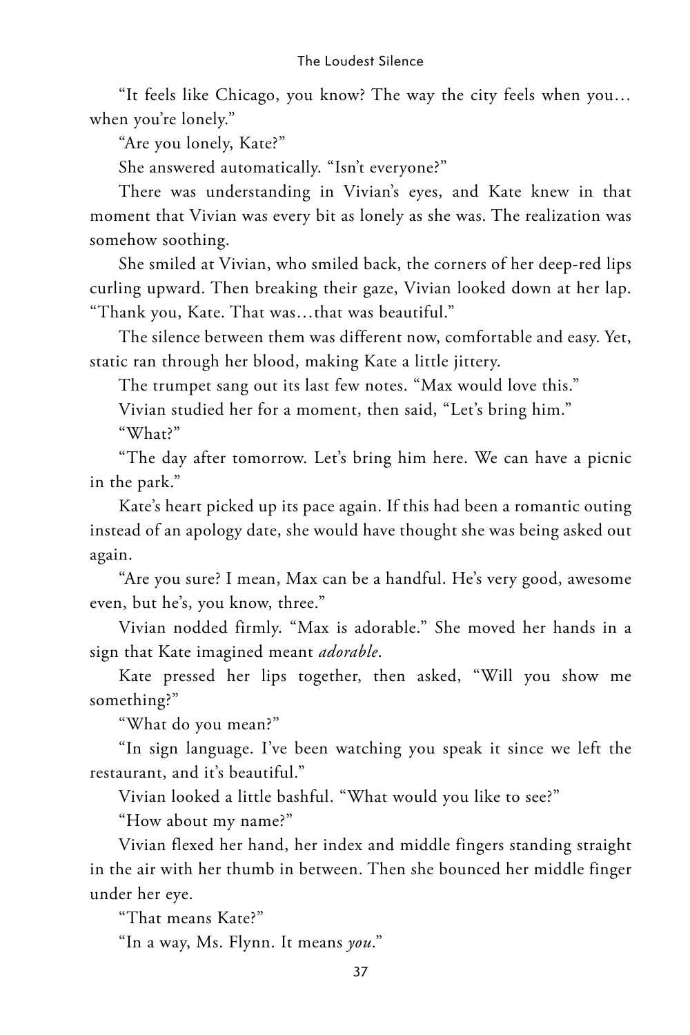"It feels like Chicago, you know? The way the city feels when you… when you're lonely."

"Are you lonely, Kate?"

She answered automatically. "Isn't everyone?"

There was understanding in Vivian's eyes, and Kate knew in that moment that Vivian was every bit as lonely as she was. The realization was somehow soothing.

She smiled at Vivian, who smiled back, the corners of her deep-red lips curling upward. Then breaking their gaze, Vivian looked down at her lap. "Thank you, Kate. That was…that was beautiful."

The silence between them was different now, comfortable and easy. Yet, static ran through her blood, making Kate a little jittery.

The trumpet sang out its last few notes. "Max would love this."

Vivian studied her for a moment, then said, "Let's bring him."

"What?"

"The day after tomorrow. Let's bring him here. We can have a picnic in the park."

Kate's heart picked up its pace again. If this had been a romantic outing instead of an apology date, she would have thought she was being asked out again.

"Are you sure? I mean, Max can be a handful. He's very good, awesome even, but he's, you know, three."

Vivian nodded firmly. "Max is adorable." She moved her hands in a sign that Kate imagined meant *adorable*.

Kate pressed her lips together, then asked, "Will you show me something?"

"What do you mean?"

"In sign language. I've been watching you speak it since we left the restaurant, and it's beautiful."

Vivian looked a little bashful. "What would you like to see?"

"How about my name?"

Vivian flexed her hand, her index and middle fingers standing straight in the air with her thumb in between. Then she bounced her middle finger under her eye.

"That means Kate?"

"In a way, Ms. Flynn. It means *you*."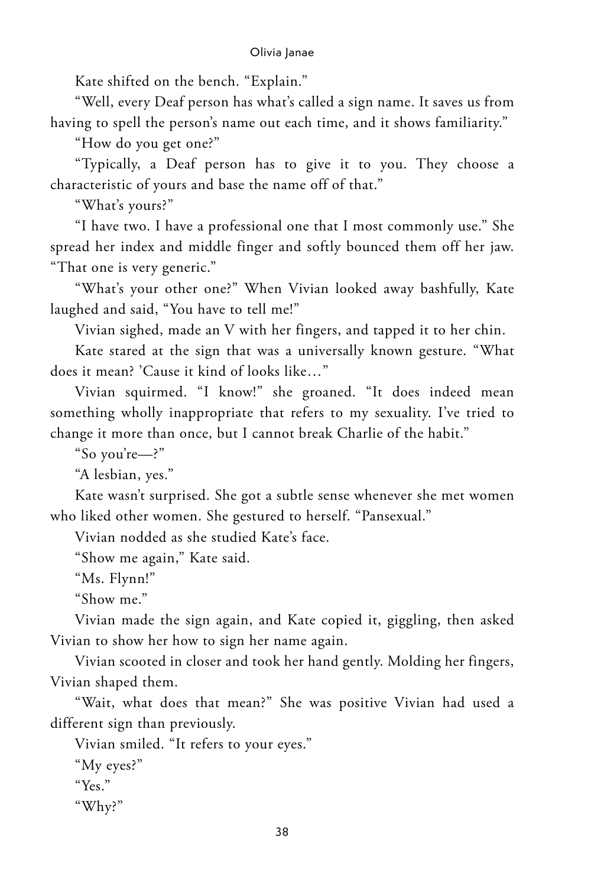Kate shifted on the bench. "Explain."

"Well, every Deaf person has what's called a sign name. It saves us from having to spell the person's name out each time, and it shows familiarity."

"How do you get one?"

"Typically, a Deaf person has to give it to you. They choose a characteristic of yours and base the name off of that."

"What's yours?"

"I have two. I have a professional one that I most commonly use." She spread her index and middle finger and softly bounced them off her jaw. "That one is very generic."

"What's your other one?" When Vivian looked away bashfully, Kate laughed and said, "You have to tell me!"

Vivian sighed, made an V with her fingers, and tapped it to her chin.

Kate stared at the sign that was a universally known gesture. "What does it mean? 'Cause it kind of looks like…"

Vivian squirmed. "I know!" she groaned. "It does indeed mean something wholly inappropriate that refers to my sexuality. I've tried to change it more than once, but I cannot break Charlie of the habit."

"So you're—?"

"A lesbian, yes."

Kate wasn't surprised. She got a subtle sense whenever she met women who liked other women. She gestured to herself. "Pansexual."

Vivian nodded as she studied Kate's face.

"Show me again," Kate said.

"Ms. Flynn!"

"Show me."

Vivian made the sign again, and Kate copied it, giggling, then asked Vivian to show her how to sign her name again.

Vivian scooted in closer and took her hand gently. Molding her fingers, Vivian shaped them.

"Wait, what does that mean?" She was positive Vivian had used a different sign than previously.

Vivian smiled. "It refers to your eyes."

"My eyes?"

"Yes."

"Why?"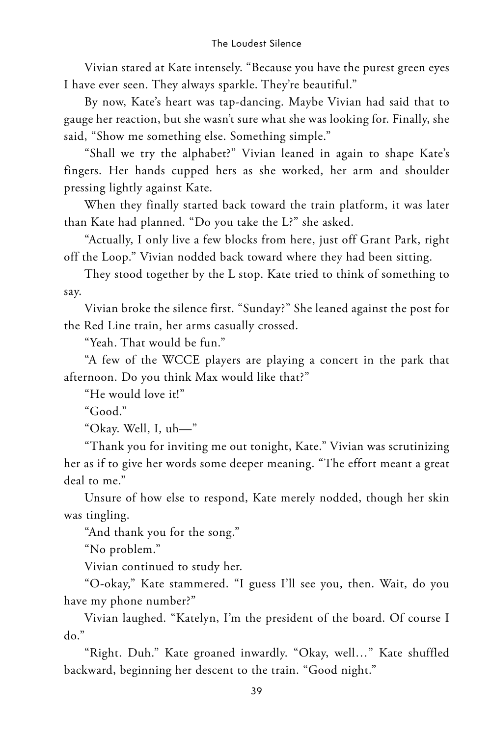Vivian stared at Kate intensely. "Because you have the purest green eyes I have ever seen. They always sparkle. They're beautiful."

By now, Kate's heart was tap-dancing. Maybe Vivian had said that to gauge her reaction, but she wasn't sure what she was looking for. Finally, she said, "Show me something else. Something simple."

"Shall we try the alphabet?" Vivian leaned in again to shape Kate's fingers. Her hands cupped hers as she worked, her arm and shoulder pressing lightly against Kate.

When they finally started back toward the train platform, it was later than Kate had planned. "Do you take the L?" she asked.

"Actually, I only live a few blocks from here, just off Grant Park, right off the Loop." Vivian nodded back toward where they had been sitting.

They stood together by the L stop. Kate tried to think of something to say.

Vivian broke the silence first. "Sunday?" She leaned against the post for the Red Line train, her arms casually crossed.

"Yeah. That would be fun."

"A few of the WCCE players are playing a concert in the park that afternoon. Do you think Max would like that?"

"He would love it!"

"Good."

"Okay. Well, I, uh—"

"Thank you for inviting me out tonight, Kate." Vivian was scrutinizing her as if to give her words some deeper meaning. "The effort meant a great deal to me."

Unsure of how else to respond, Kate merely nodded, though her skin was tingling.

"And thank you for the song."

"No problem."

Vivian continued to study her.

"O-okay," Kate stammered. "I guess I'll see you, then. Wait, do you have my phone number?"

Vivian laughed. "Katelyn, I'm the president of the board. Of course I do."

"Right. Duh." Kate groaned inwardly. "Okay, well…" Kate shuffled backward, beginning her descent to the train. "Good night."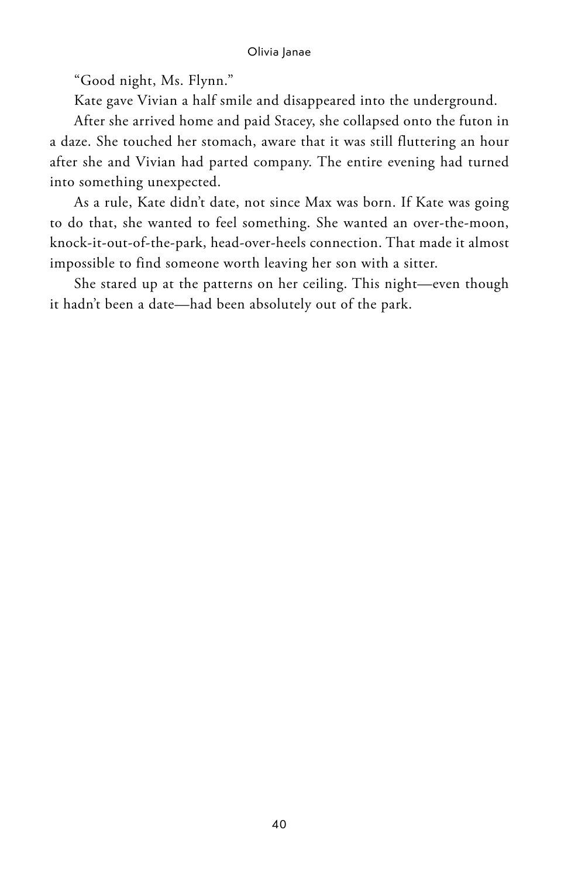"Good night, Ms. Flynn."

Kate gave Vivian a half smile and disappeared into the underground.

After she arrived home and paid Stacey, she collapsed onto the futon in a daze. She touched her stomach, aware that it was still fluttering an hour after she and Vivian had parted company. The entire evening had turned into something unexpected.

As a rule, Kate didn't date, not since Max was born. If Kate was going to do that, she wanted to feel something. She wanted an over-the-moon, knock-it-out-of-the-park, head-over-heels connection. That made it almost impossible to find someone worth leaving her son with a sitter.

She stared up at the patterns on her ceiling. This night—even though it hadn't been a date—had been absolutely out of the park.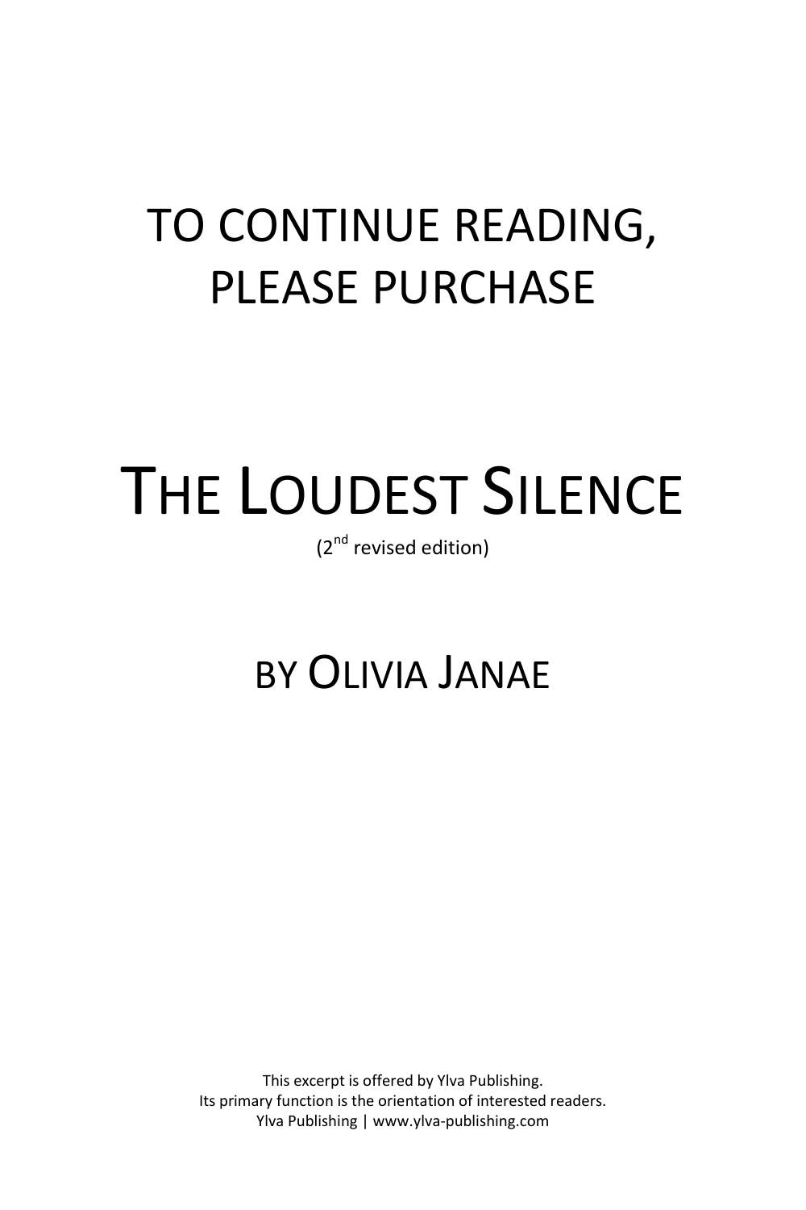# TO CONTINUE READING, PLEASE PURCHASE

# THE LOUDEST SILENCE

(2nd revised edition)

## BY OLIVIA JANAE

This excerpt is offered by Ylva Publishing.
Its primary function is the orientation of interested readers.
Ylva Publishing | www.ylva-publishing.com